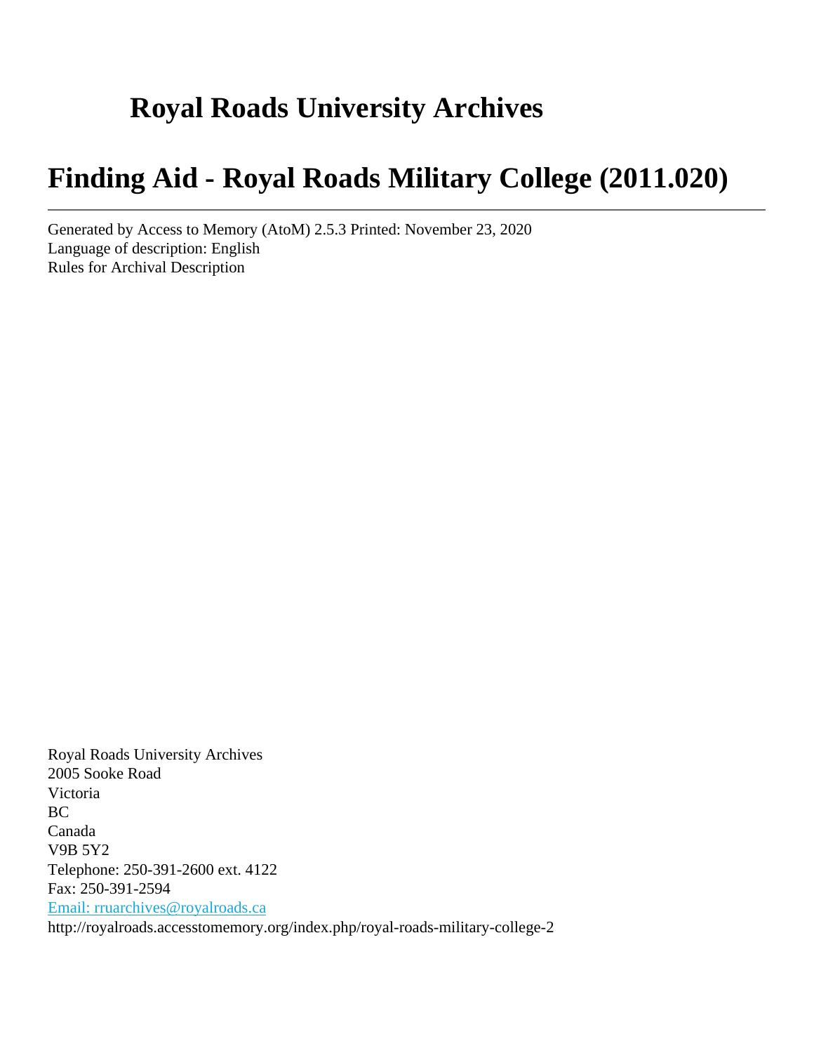# Royal Roads University Archives

# Finding Aid - Royal Roads Military College (2011.020)

---

Generated by Access to Memory (AtoM) 2.5.3 Printed: November 23, 2020
Language of description: English
Rules for Archival Description

Royal Roads University Archives
2005 Sooke Road
Victoria
BC
Canada
V9B 5Y2
Telephone: 250-391-2600 ext. 4122
Fax: 250-391-2594
[Email: rruarchives@royalroads.ca](mailto:rruarchives@royalroads.ca)
http://royalroads.accesstomemory.org/index.php/royal-roads-military-college-2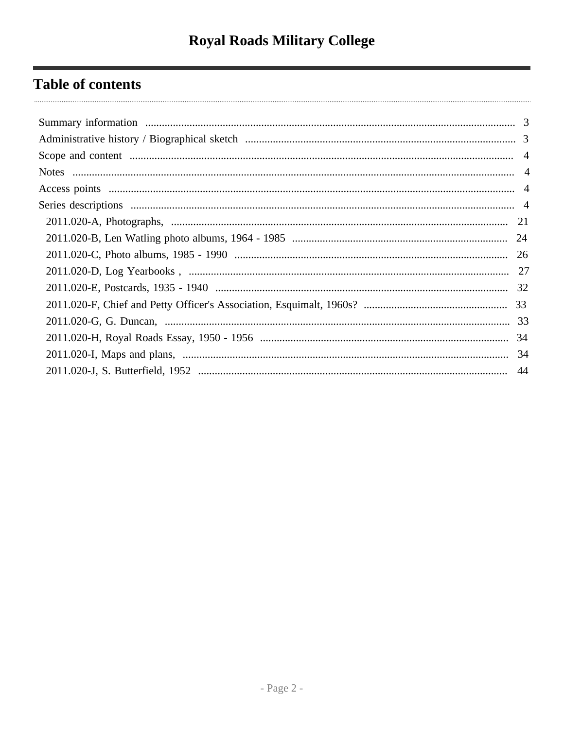# Royal Roads Military College

## Table of contents

- Summary information ..... 3
- Administrative history / Biographical sketch ..... 3
- Scope and content ..... 4
- Notes ..... 4
- Access points ..... 4
- Series descriptions ..... 4
  - 2011.020-A, Photographs, ..... 21
  - 2011.020-B, Len Watling photo albums, 1964 - 1985 ..... 24
  - 2011.020-C, Photo albums, 1985 - 1990 ..... 26
  - 2011.020-D, Log Yearbooks , ..... 27
  - 2011.020-E, Postcards, 1935 - 1940 ..... 32
  - 2011.020-F, Chief and Petty Officer's Association, Esquimalt, 1960s? ..... 33
  - 2011.020-G, G. Duncan, ..... 33
  - 2011.020-H, Royal Roads Essay, 1950 - 1956 ..... 34
  - 2011.020-I, Maps and plans, ..... 34
  - 2011.020-J, S. Butterfield, 1952 ..... 44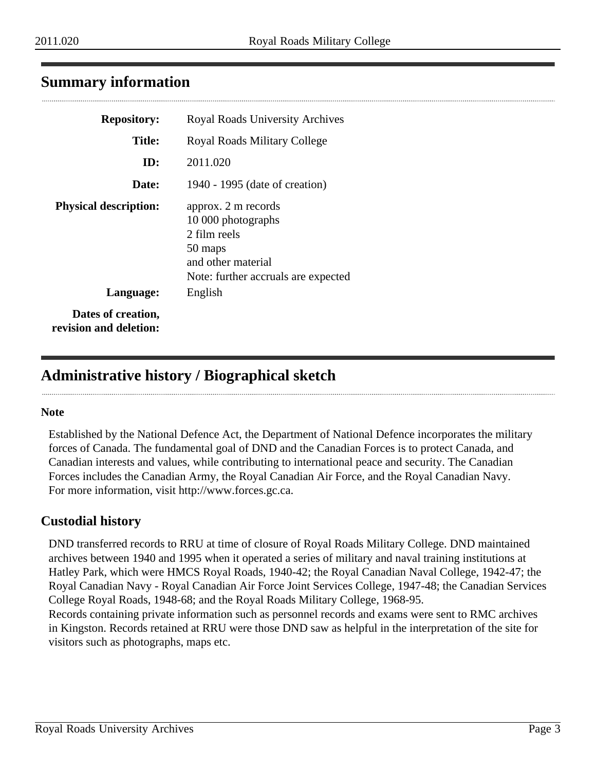## Summary information

| | |
|---|---|
| **Repository:** | Royal Roads University Archives |
| **Title:** | Royal Roads Military College |
| **ID:** | 2011.020 |
| **Date:** | 1940 - 1995 (date of creation) |
| **Physical description:** | approx. 2 m records<br>10 000 photographs<br>2 film reels<br>50 maps<br>and other material<br>Note: further accruals are expected |
| **Language:** | English |
| **Dates of creation, revision and deletion:** | |

## Administrative history / Biographical sketch

**Note**

Established by the National Defence Act, the Department of National Defence incorporates the military forces of Canada. The fundamental goal of DND and the Canadian Forces is to protect Canada, and Canadian interests and values, while contributing to international peace and security. The Canadian Forces includes the Canadian Army, the Royal Canadian Air Force, and the Royal Canadian Navy. For more information, visit http://www.forces.gc.ca.

## Custodial history

DND transferred records to RRU at time of closure of Royal Roads Military College. DND maintained archives between 1940 and 1995 when it operated a series of military and naval training institutions at Hatley Park, which were HMCS Royal Roads, 1940-42; the Royal Canadian Naval College, 1942-47; the Royal Canadian Navy - Royal Canadian Air Force Joint Services College, 1947-48; the Canadian Services College Royal Roads, 1948-68; and the Royal Roads Military College, 1968-95.
Records containing private information such as personnel records and exams were sent to RMC archives in Kingston. Records retained at RRU were those DND saw as helpful in the interpretation of the site for visitors such as photographs, maps etc.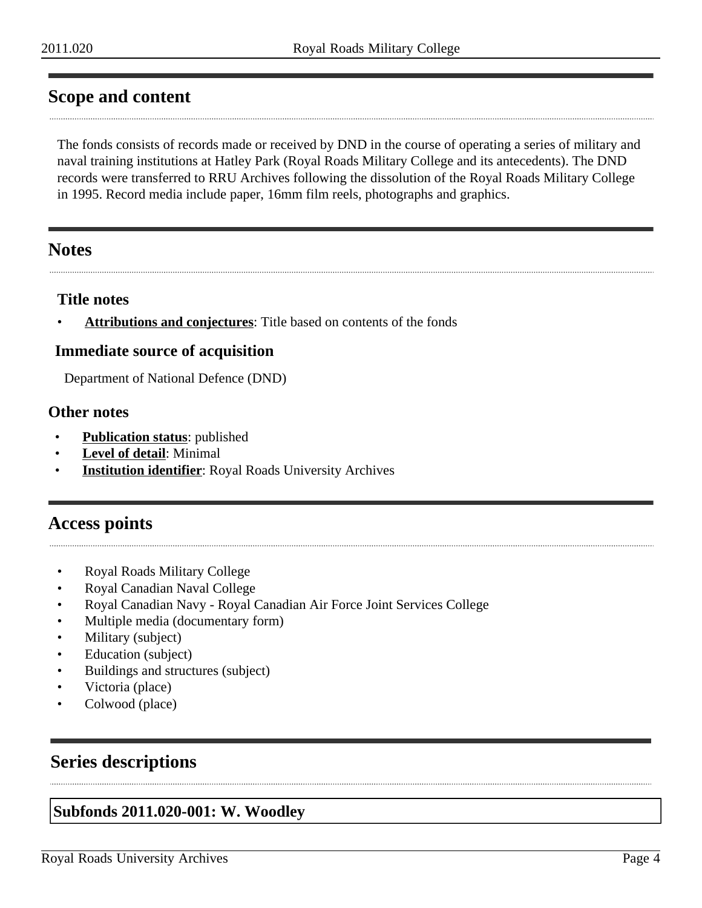## Scope and content

The fonds consists of records made or received by DND in the course of operating a series of military and naval training institutions at Hatley Park (Royal Roads Military College and its antecedents). The DND records were transferred to RRU Archives following the dissolution of the Royal Roads Military College in 1995. Record media include paper, 16mm film reels, photographs and graphics.

## Notes

### Title notes

- **Attributions and conjectures**: Title based on contents of the fonds

### Immediate source of acquisition

Department of National Defence (DND)

### Other notes

- **Publication status**: published
- **Level of detail**: Minimal
- **Institution identifier**: Royal Roads University Archives

## Access points

- Royal Roads Military College
- Royal Canadian Naval College
- Royal Canadian Navy - Royal Canadian Air Force Joint Services College
- Multiple media (documentary form)
- Military (subject)
- Education (subject)
- Buildings and structures (subject)
- Victoria (place)
- Colwood (place)

## Series descriptions

### Subfonds 2011.020-001: W. Woodley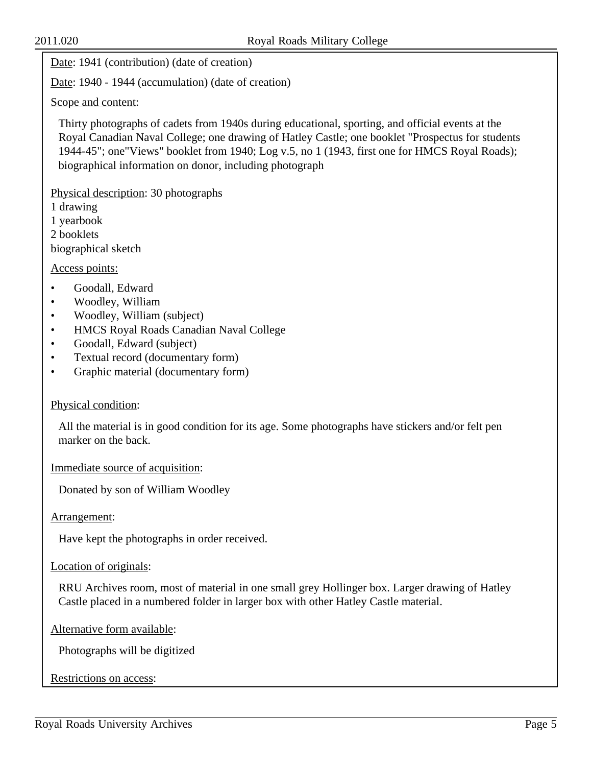Date: 1941 (contribution) (date of creation)

Date: 1940 - 1944 (accumulation) (date of creation)

Scope and content:

Thirty photographs of cadets from 1940s during educational, sporting, and official events at the Royal Canadian Naval College; one drawing of Hatley Castle; one booklet "Prospectus for students 1944-45"; one"Views" booklet from 1940; Log v.5, no 1 (1943, first one for HMCS Royal Roads); biographical information on donor, including photograph

Physical description: 30 photographs
1 drawing
1 yearbook
2 booklets
biographical sketch

Access points:

- Goodall, Edward
- Woodley, William
- Woodley, William (subject)
- HMCS Royal Roads Canadian Naval College
- Goodall, Edward (subject)
- Textual record (documentary form)
- Graphic material (documentary form)

Physical condition:

All the material is in good condition for its age. Some photographs have stickers and/or felt pen marker on the back.

Immediate source of acquisition:

Donated by son of William Woodley

Arrangement:

Have kept the photographs in order received.

Location of originals:

RRU Archives room, most of material in one small grey Hollinger box. Larger drawing of Hatley Castle placed in a numbered folder in larger box with other Hatley Castle material.

Alternative form available:

Photographs will be digitized

Restrictions on access: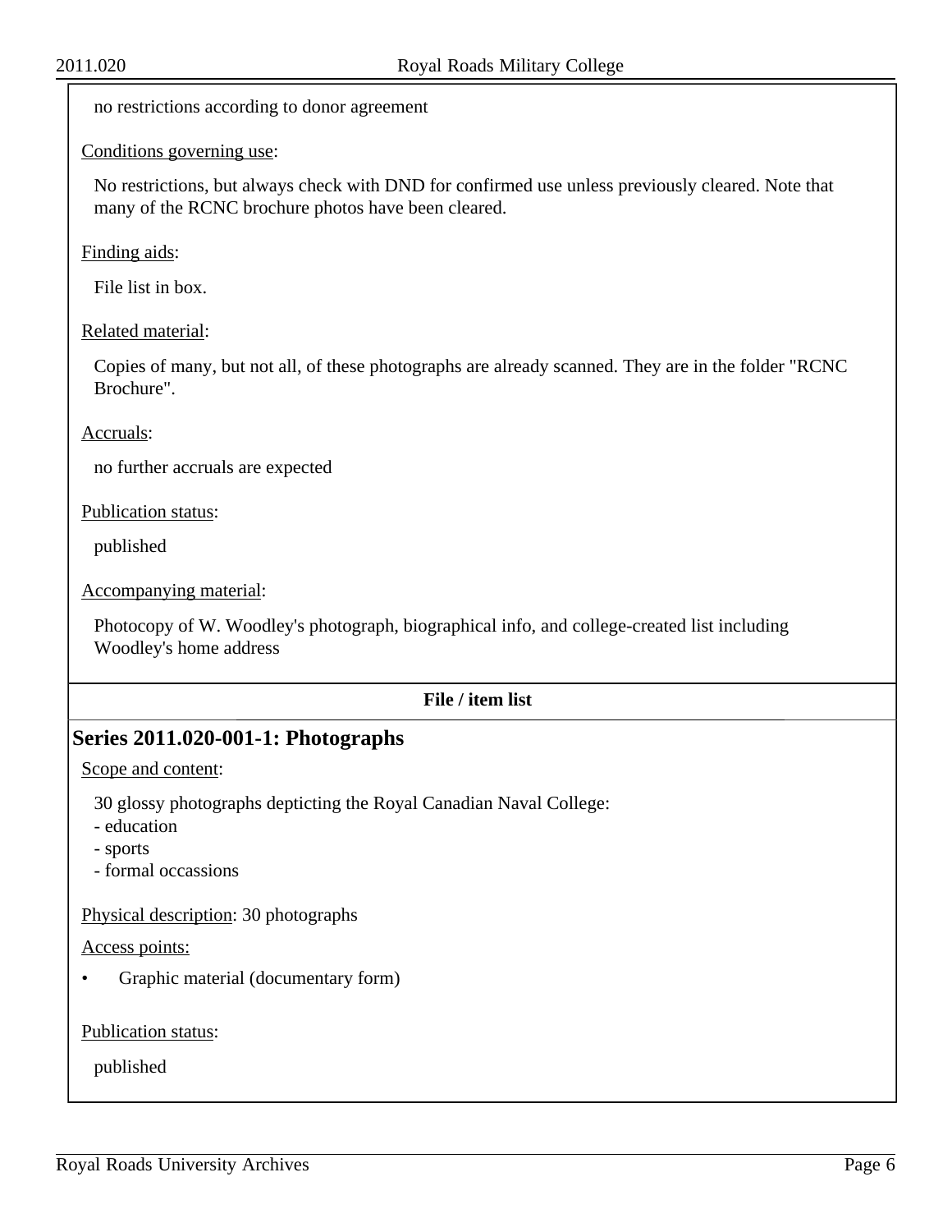no restrictions according to donor agreement

Conditions governing use:

No restrictions, but always check with DND for confirmed use unless previously cleared. Note that many of the RCNC brochure photos have been cleared.

Finding aids:

File list in box.

Related material:

Copies of many, but not all, of these photographs are already scanned. They are in the folder "RCNC Brochure".

Accruals:

no further accruals are expected

Publication status:

published

Accompanying material:

Photocopy of W. Woodley's photograph, biographical info, and college-created list including Woodley's home address

**File / item list**

## Series 2011.020-001-1: Photographs

Scope and content:

30 glossy photographs depicting the Royal Canadian Naval College:
- education
- sports
- formal occassions

Physical description: 30 photographs

Access points:

- Graphic material (documentary form)

Publication status:

published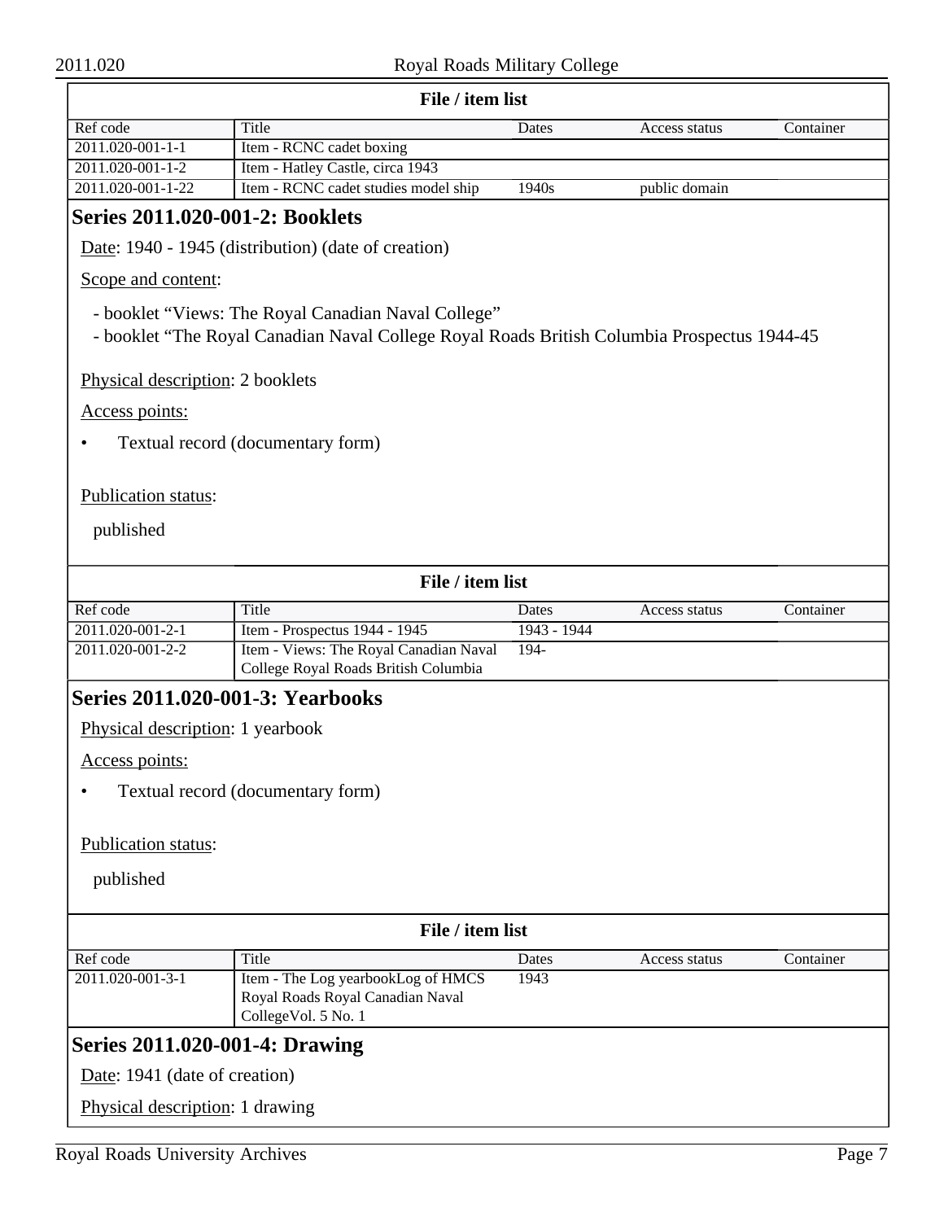**File / item list**

| Ref code | Title | Dates | Access status | Container |
|---|---|---|---|---|
| 2011.020-001-1-1 | Item - RCNC cadet boxing | | | |
| 2011.020-001-1-2 | Item - Hatley Castle, circa 1943 | | | |
| 2011.020-001-1-22 | Item - RCNC cadet studies model ship | 1940s | public domain | |

## Series 2011.020-001-2: Booklets

Date: 1940 - 1945 (distribution) (date of creation)

Scope and content:

- booklet “Views: The Royal Canadian Naval College”
- booklet “The Royal Canadian Naval College Royal Roads British Columbia Prospectus 1944-45

Physical description: 2 booklets

Access points:

- Textual record (documentary form)

Publication status:

published

**File / item list**

| Ref code | Title | Dates | Access status | Container |
|---|---|---|---|---|
| 2011.020-001-2-1 | Item - Prospectus 1944 - 1945 | 1943 - 1944 | | |
| 2011.020-001-2-2 | Item - Views: The Royal Canadian Naval College Royal Roads British Columbia | 194- | | |

## Series 2011.020-001-3: Yearbooks

Physical description: 1 yearbook

Access points:

- Textual record (documentary form)

Publication status:

published

**File / item list**

| Ref code | Title | Dates | Access status | Container |
|---|---|---|---|---|
| 2011.020-001-3-1 | Item - The Log yearbookLog of HMCS Royal Roads Royal Canadian Naval CollegeVol. 5 No. 1 | 1943 | | |

## Series 2011.020-001-4: Drawing

Date: 1941 (date of creation)

Physical description: 1 drawing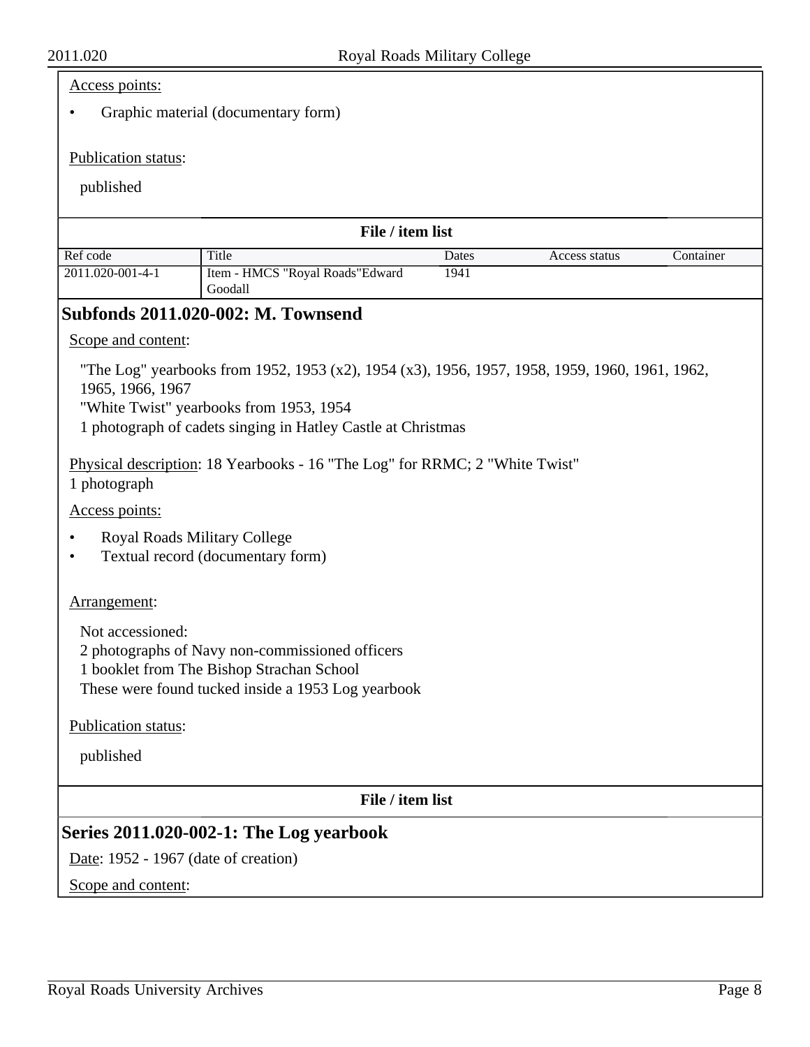Access points:

- Graphic material (documentary form)

Publication status:

published

**File / item list**

| Ref code | Title | Dates | Access status | Container |
|---|---|---|---|---|
| 2011.020-001-4-1 | Item - HMCS "Royal Roads"Edward Goodall | 1941 | | |

## Subfonds 2011.020-002: M. Townsend

Scope and content:

"The Log" yearbooks from 1952, 1953 (x2), 1954 (x3), 1956, 1957, 1958, 1959, 1960, 1961, 1962, 1965, 1966, 1967
"White Twist" yearbooks from 1953, 1954
1 photograph of cadets singing in Hatley Castle at Christmas

Physical description: 18 Yearbooks - 16 "The Log" for RRMC; 2 "White Twist"
1 photograph

Access points:

- Royal Roads Military College
- Textual record (documentary form)

Arrangement:

Not accessioned:
2 photographs of Navy non-commissioned officers
1 booklet from The Bishop Strachan School
These were found tucked inside a 1953 Log yearbook

Publication status:

published

**File / item list**

## Series 2011.020-002-1: The Log yearbook

Date: 1952 - 1967 (date of creation)

Scope and content: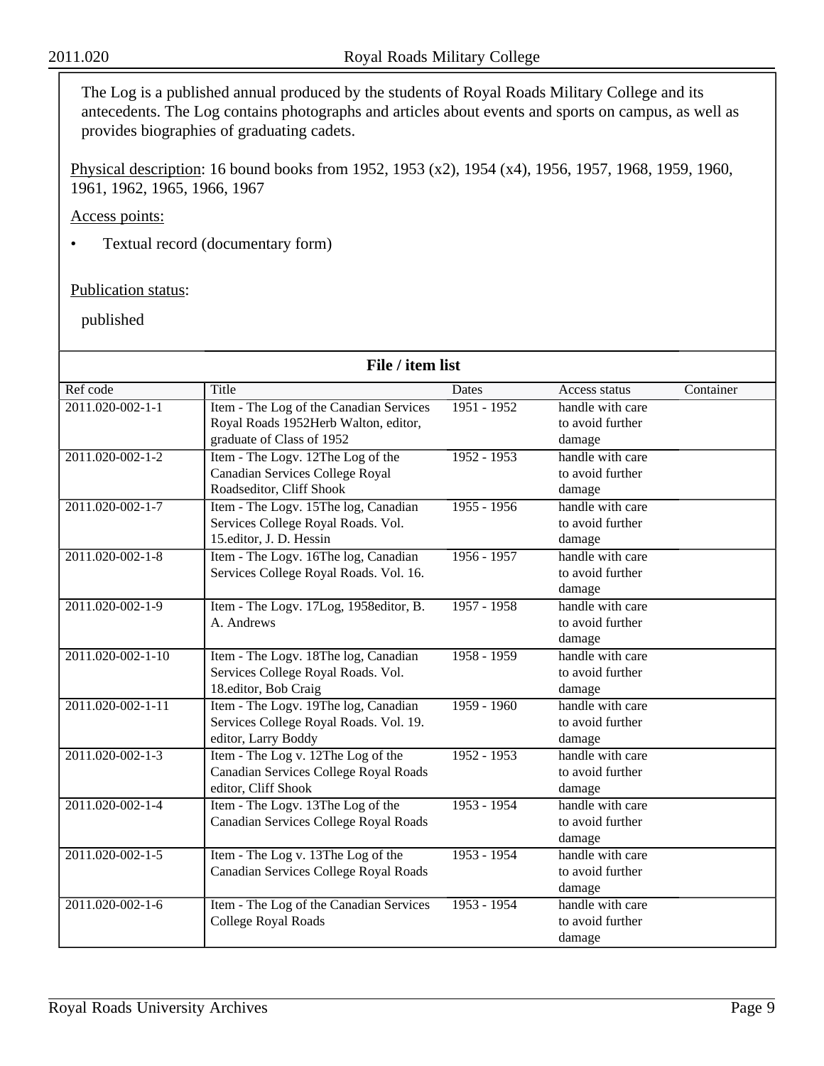The Log is a published annual produced by the students of Royal Roads Military College and its antecedents. The Log contains photographs and articles about events and sports on campus, as well as provides biographies of graduating cadets.

Physical description: 16 bound books from 1952, 1953 (x2), 1954 (x4), 1956, 1957, 1968, 1959, 1960, 1961, 1962, 1965, 1966, 1967

Access points:

- Textual record (documentary form)

Publication status:

published

**File / item list**

| Ref code | Title | Dates | Access status | Container |
|---|---|---|---|---|
| 2011.020-002-1-1 | Item - The Log of the Canadian Services Royal Roads 1952Herb Walton, editor, graduate of Class of 1952 | 1951 - 1952 | handle with care to avoid further damage | |
| 2011.020-002-1-2 | Item - The Logv. 12The Log of the Canadian Services College Royal Roadseditor, Cliff Shook | 1952 - 1953 | handle with care to avoid further damage | |
| 2011.020-002-1-7 | Item - The Logv. 15The log, Canadian Services College Royal Roads. Vol. 15.editor, J. D. Hessin | 1955 - 1956 | handle with care to avoid further damage | |
| 2011.020-002-1-8 | Item - The Logv. 16The log, Canadian Services College Royal Roads. Vol. 16. | 1956 - 1957 | handle with care to avoid further damage | |
| 2011.020-002-1-9 | Item - The Logv. 17Log, 1958editor, B. A. Andrews | 1957 - 1958 | handle with care to avoid further damage | |
| 2011.020-002-1-10 | Item - The Logv. 18The log, Canadian Services College Royal Roads. Vol. 18.editor, Bob Craig | 1958 - 1959 | handle with care to avoid further damage | |
| 2011.020-002-1-11 | Item - The Logv. 19The log, Canadian Services College Royal Roads. Vol. 19. editor, Larry Boddy | 1959 - 1960 | handle with care to avoid further damage | |
| 2011.020-002-1-3 | Item - The Log v. 12The Log of the Canadian Services College Royal Roads editor, Cliff Shook | 1952 - 1953 | handle with care to avoid further damage | |
| 2011.020-002-1-4 | Item - The Logv. 13The Log of the Canadian Services College Royal Roads | 1953 - 1954 | handle with care to avoid further damage | |
| 2011.020-002-1-5 | Item - The Log v. 13The Log of the Canadian Services College Royal Roads | 1953 - 1954 | handle with care to avoid further damage | |
| 2011.020-002-1-6 | Item - The Log of the Canadian Services College Royal Roads | 1953 - 1954 | handle with care to avoid further damage | |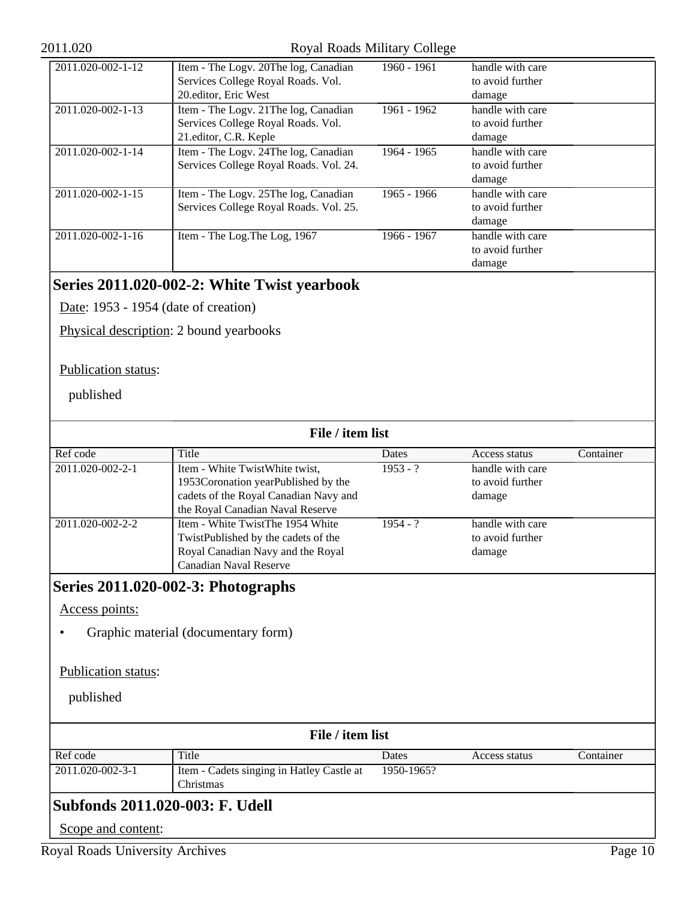| 2011.020-002-1-12 | Item - The Logv. 20The log, Canadian Services College Royal Roads. Vol. 20.editor, Eric West | 1960 - 1961 | handle with care to avoid further damage | |
|---|---|---|---|---|
| 2011.020-002-1-13 | Item - The Logv. 21The log, Canadian Services College Royal Roads. Vol. 21.editor, C.R. Keple | 1961 - 1962 | handle with care to avoid further damage | |
| 2011.020-002-1-14 | Item - The Logv. 24The log, Canadian Services College Royal Roads. Vol. 24. | 1964 - 1965 | handle with care to avoid further damage | |
| 2011.020-002-1-15 | Item - The Logv. 25The log, Canadian Services College Royal Roads. Vol. 25. | 1965 - 1966 | handle with care to avoid further damage | |
| 2011.020-002-1-16 | Item - The Log.The Log, 1967 | 1966 - 1967 | handle with care to avoid further damage | |

## Series 2011.020-002-2: White Twist yearbook

Date: 1953 - 1954 (date of creation)

Physical description: 2 bound yearbooks

Publication status:

published

**File / item list**

| Ref code | Title | Dates | Access status | Container |
|---|---|---|---|---|
| 2011.020-002-2-1 | Item - White TwistWhite twist, 1953Coronation yearPublished by the cadets of the Royal Canadian Navy and the Royal Canadian Naval Reserve | 1953 - ? | handle with care to avoid further damage | |
| 2011.020-002-2-2 | Item - White TwistThe 1954 White TwistPublished by the cadets of the Royal Canadian Navy and the Royal Canadian Naval Reserve | 1954 - ? | handle with care to avoid further damage | |

## Series 2011.020-002-3: Photographs

Access points:

- Graphic material (documentary form)

Publication status:

published

**File / item list**

| Ref code | Title | Dates | Access status | Container |
|---|---|---|---|---|
| 2011.020-002-3-1 | Item - Cadets singing in Hatley Castle at Christmas | 1950-1965? | | |

## Subfonds 2011.020-003: F. Udell

Scope and content: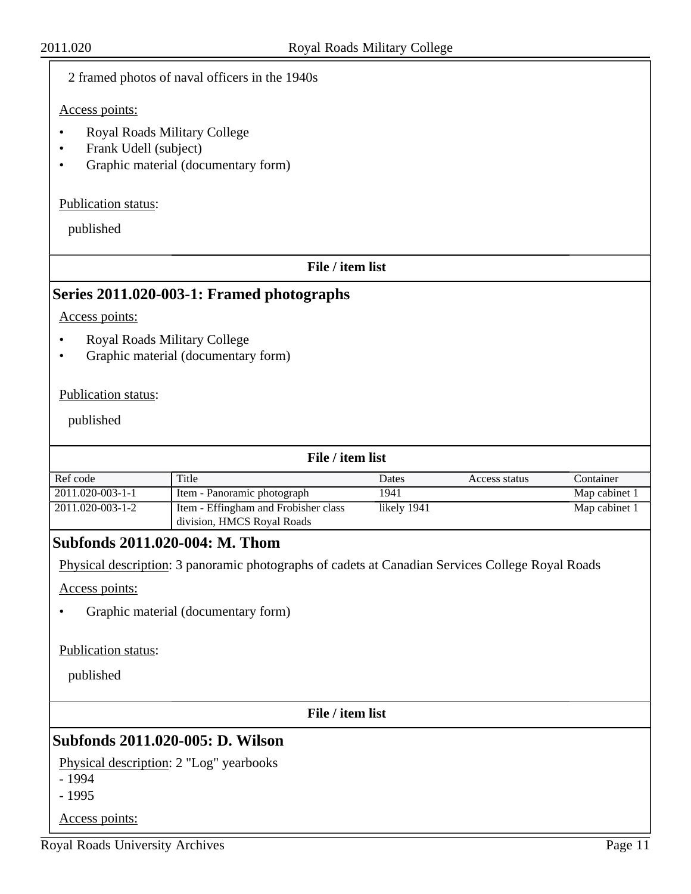2 framed photos of naval officers in the 1940s

Access points:

- Royal Roads Military College
- Frank Udell (subject)
- Graphic material (documentary form)

Publication status:

published

**File / item list**

## Series 2011.020-003-1: Framed photographs

Access points:

- Royal Roads Military College
- Graphic material (documentary form)

Publication status:

published

**File / item list**

| Ref code | Title | Dates | Access status | Container |
|---|---|---|---|---|
| 2011.020-003-1-1 | Item - Panoramic photograph | 1941 | | Map cabinet 1 |
| 2011.020-003-1-2 | Item - Effingham and Frobisher class division, HMCS Royal Roads | likely 1941 | | Map cabinet 1 |

## Subfonds 2011.020-004: M. Thom

Physical description: 3 panoramic photographs of cadets at Canadian Services College Royal Roads

Access points:

- Graphic material (documentary form)

Publication status:

published

**File / item list**

## Subfonds 2011.020-005: D. Wilson

Physical description: 2 "Log" yearbooks
- 1994
- 1995

Access points: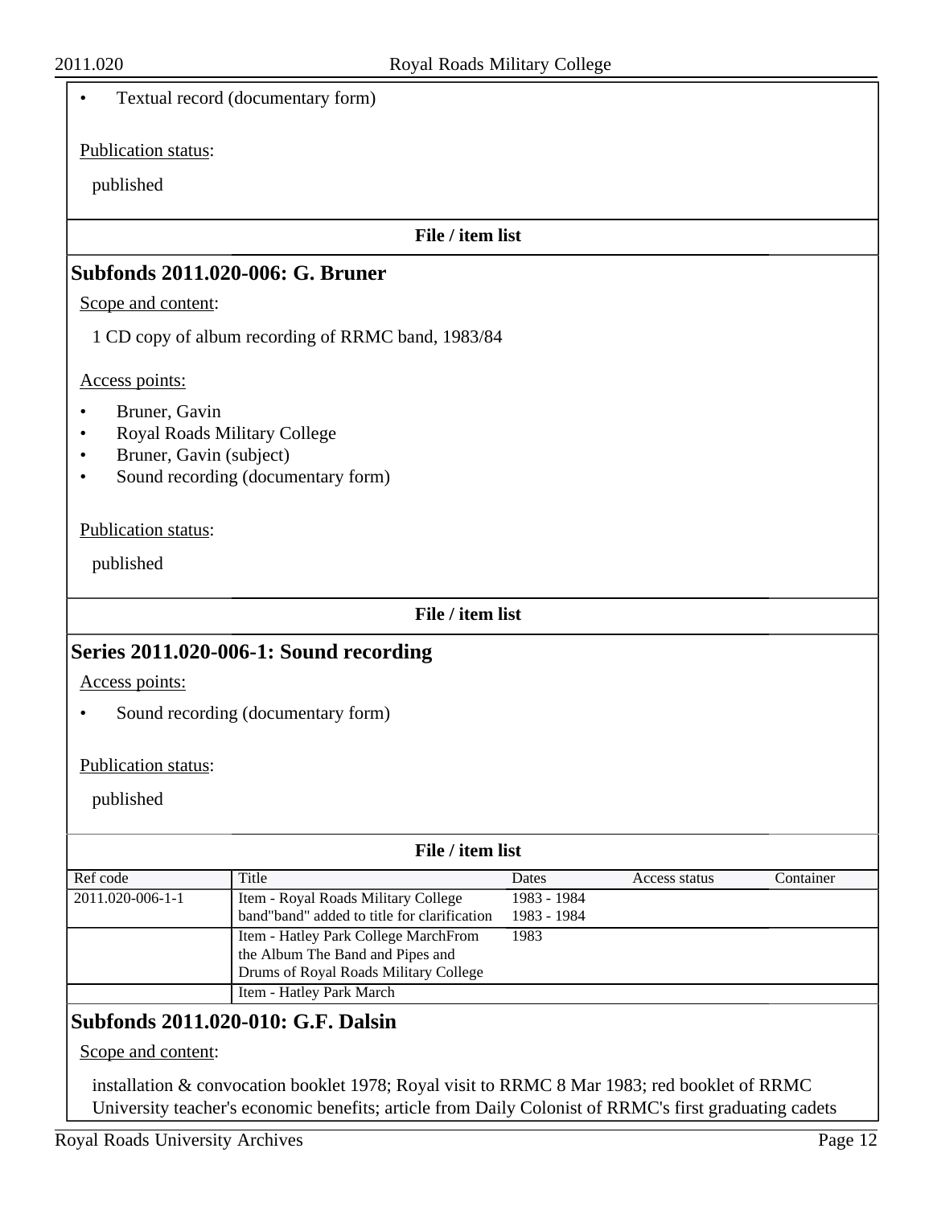- Textual record (documentary form)

Publication status:

published

**File / item list**

## Subfonds 2011.020-006: G. Bruner

Scope and content:

1 CD copy of album recording of RRMC band, 1983/84

Access points:

- Bruner, Gavin
- Royal Roads Military College
- Bruner, Gavin (subject)
- Sound recording (documentary form)

Publication status:

published

**File / item list**

## Series 2011.020-006-1: Sound recording

Access points:

- Sound recording (documentary form)

Publication status:

published

**File / item list**

| Ref code | Title | Dates | Access status | Container |
|---|---|---|---|---|
| 2011.020-006-1-1 | Item - Royal Roads Military College band"band" added to title for clarification | 1983 - 1984 1983 - 1984 | | |
| | Item - Hatley Park College MarchFrom the Album The Band and Pipes and Drums of Royal Roads Military College | 1983 | | |
| | Item - Hatley Park March | | | |

## Subfonds 2011.020-010: G.F. Dalsin

Scope and content:

installation & convocation booklet 1978; Royal visit to RRMC 8 Mar 1983; red booklet of RRMC University teacher's economic benefits; article from Daily Colonist of RRMC's first graduating cadets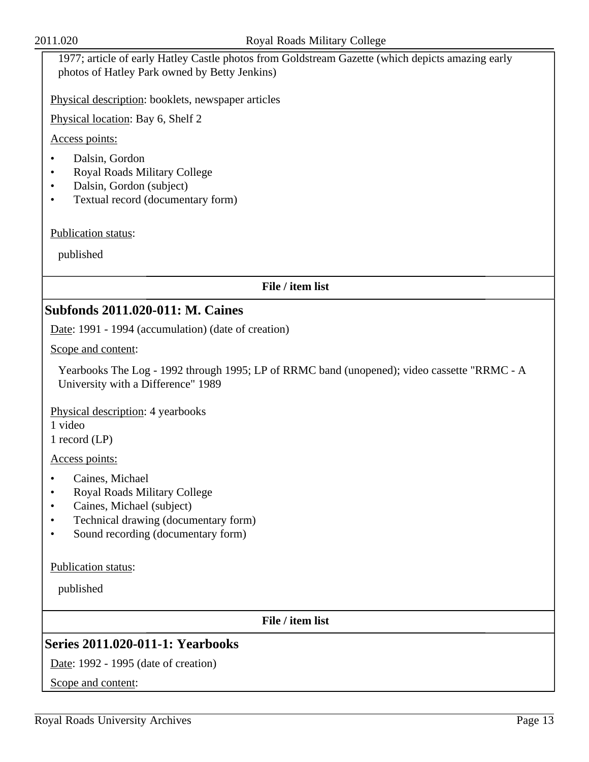1977; article of early Hatley Castle photos from Goldstream Gazette (which depicts amazing early photos of Hatley Park owned by Betty Jenkins)

Physical description: booklets, newspaper articles

Physical location: Bay 6, Shelf 2

Access points:

- Dalsin, Gordon
- Royal Roads Military College
- Dalsin, Gordon (subject)
- Textual record (documentary form)

Publication status:

published

**File / item list**

## Subfonds 2011.020-011: M. Caines

Date: 1991 - 1994 (accumulation) (date of creation)

Scope and content:

Yearbooks The Log - 1992 through 1995; LP of RRMC band (unopened); video cassette "RRMC - A University with a Difference" 1989

Physical description: 4 yearbooks
1 video
1 record (LP)

Access points:

- Caines, Michael
- Royal Roads Military College
- Caines, Michael (subject)
- Technical drawing (documentary form)
- Sound recording (documentary form)

Publication status:

published

**File / item list**

## Series 2011.020-011-1: Yearbooks

Date: 1992 - 1995 (date of creation)

Scope and content: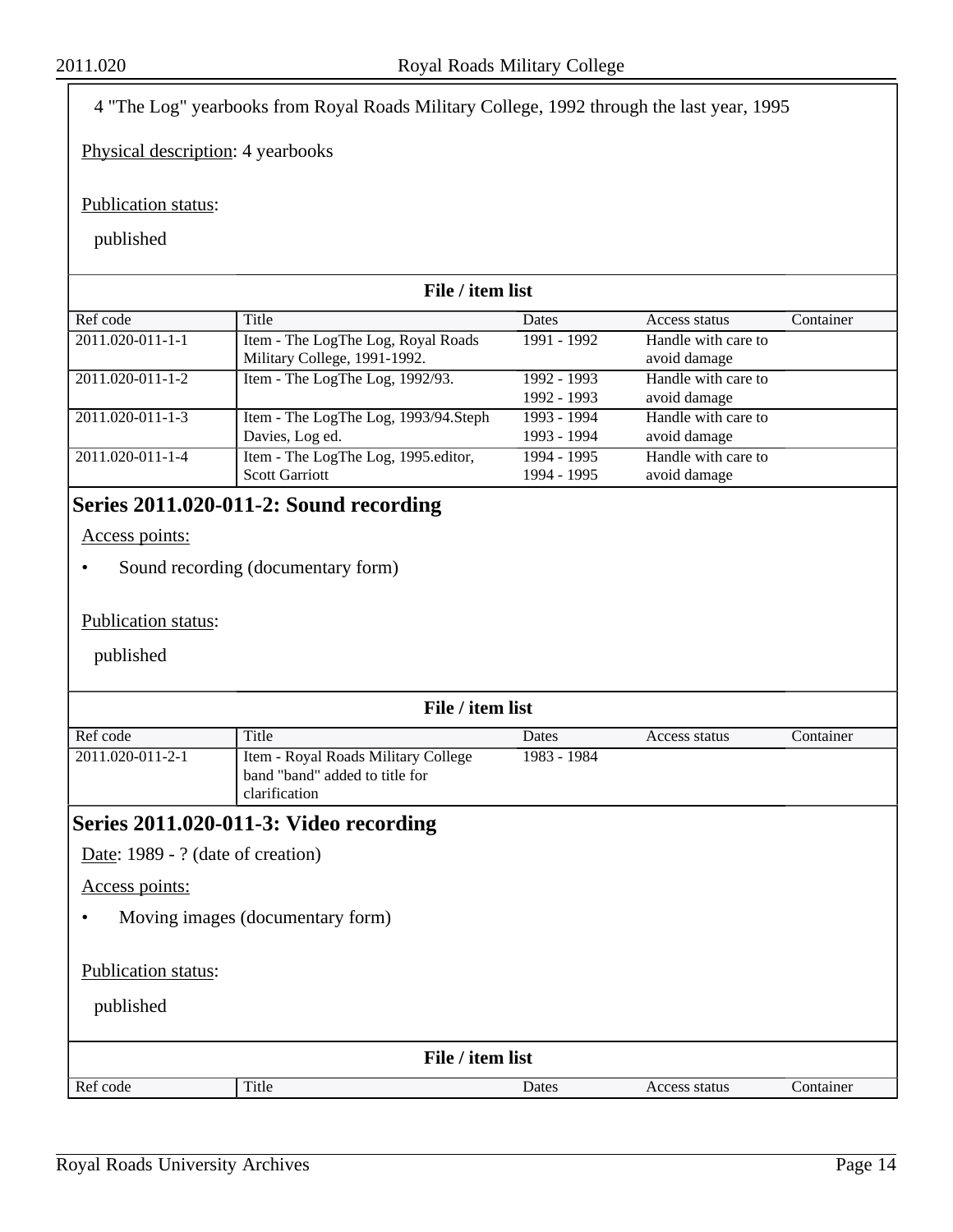4 "The Log" yearbooks from Royal Roads Military College, 1992 through the last year, 1995

Physical description: 4 yearbooks

Publication status:

published

**File / item list**

| Ref code | Title | Dates | Access status | Container |
|---|---|---|---|---|
| 2011.020-011-1-1 | Item - The LogThe Log, Royal Roads Military College, 1991-1992. | 1991 - 1992 | Handle with care to avoid damage | |
| 2011.020-011-1-2 | Item - The LogThe Log, 1992/93. | 1992 - 1993 1992 - 1993 | Handle with care to avoid damage | |
| 2011.020-011-1-3 | Item - The LogThe Log, 1993/94.Steph Davies, Log ed. | 1993 - 1994 1993 - 1994 | Handle with care to avoid damage | |
| 2011.020-011-1-4 | Item - The LogThe Log, 1995.editor, Scott Garriott | 1994 - 1995 1994 - 1995 | Handle with care to avoid damage | |

## Series 2011.020-011-2: Sound recording

Access points:

- Sound recording (documentary form)

Publication status:

published

**File / item list**

| Ref code | Title | Dates | Access status | Container |
|---|---|---|---|---|
| 2011.020-011-2-1 | Item - Royal Roads Military College band "band" added to title for clarification | 1983 - 1984 | | |

## Series 2011.020-011-3: Video recording

Date: 1989 - ? (date of creation)

Access points:

- Moving images (documentary form)

Publication status:

published

**File / item list**

| Ref code | Title | Dates | Access status | Container |
|---|---|---|---|---|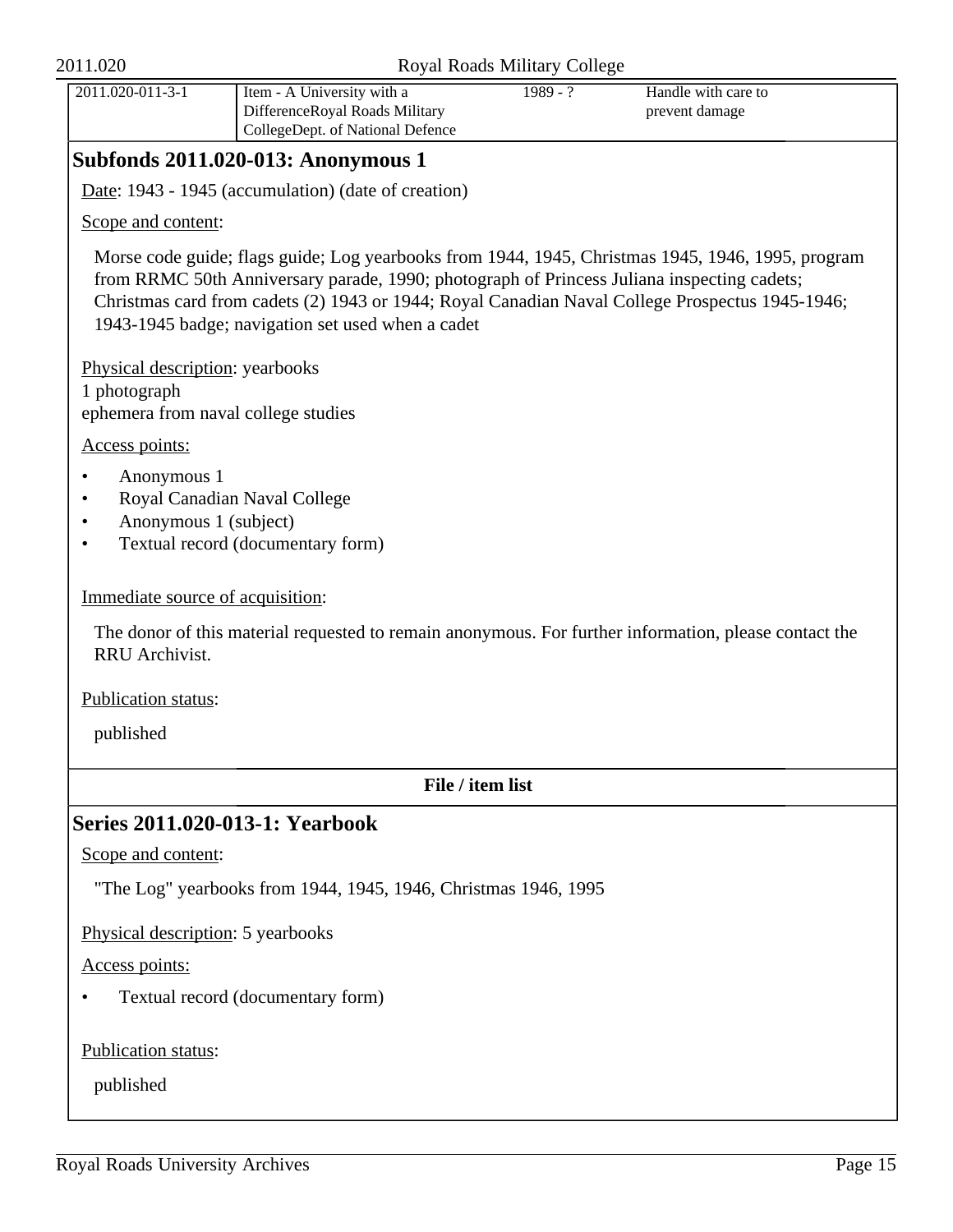| 2011.020-011-3-1 | Item - A University with a DifferenceRoyal Roads Military CollegeDept. of National Defence | 1989 - ? | Handle with care to prevent damage |
|---|---|---|---|

## Subfonds 2011.020-013: Anonymous 1

Date: 1943 - 1945 (accumulation) (date of creation)

Scope and content:

Morse code guide; flags guide; Log yearbooks from 1944, 1945, Christmas 1945, 1946, 1995, program from RRMC 50th Anniversary parade, 1990; photograph of Princess Juliana inspecting cadets; Christmas card from cadets (2) 1943 or 1944; Royal Canadian Naval College Prospectus 1945-1946; 1943-1945 badge; navigation set used when a cadet

Physical description: yearbooks
1 photograph
ephemera from naval college studies

Access points:

- Anonymous 1
- Royal Canadian Naval College
- Anonymous 1 (subject)
- Textual record (documentary form)

Immediate source of acquisition:

The donor of this material requested to remain anonymous. For further information, please contact the RRU Archivist.

Publication status:

published

**File / item list**

## Series 2011.020-013-1: Yearbook

Scope and content:

"The Log" yearbooks from 1944, 1945, 1946, Christmas 1946, 1995

Physical description: 5 yearbooks

Access points:

- Textual record (documentary form)

Publication status:

published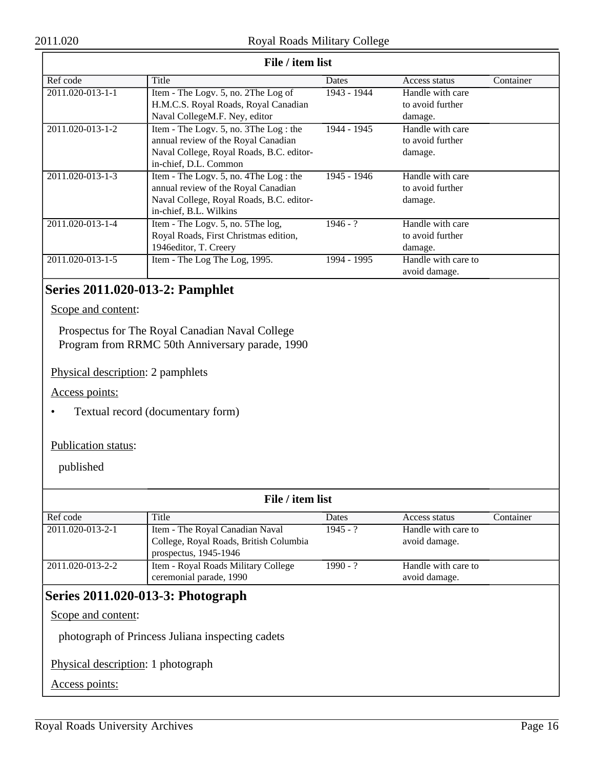| File / item list | | | | |
|---|---|---|---|---|
| Ref code | Title | Dates | Access status | Container |
| 2011.020-013-1-1 | Item - The Logv. 5, no. 2The Log of H.M.C.S. Royal Roads, Royal Canadian Naval CollegeM.F. Ney, editor | 1943 - 1944 | Handle with care to avoid further damage. | |
| 2011.020-013-1-2 | Item - The Logv. 5, no. 3The Log : the annual review of the Royal Canadian Naval College, Royal Roads, B.C. editor-in-chief, D.L. Common | 1944 - 1945 | Handle with care to avoid further damage. | |
| 2011.020-013-1-3 | Item - The Logv. 5, no. 4The Log : the annual review of the Royal Canadian Naval College, Royal Roads, B.C. editor-in-chief, B.L. Wilkins | 1945 - 1946 | Handle with care to avoid further damage. | |
| 2011.020-013-1-4 | Item - The Logv. 5, no. 5The log, Royal Roads, First Christmas edition, 1946editor, T. Creery | 1946 - ? | Handle with care to avoid further damage. | |
| 2011.020-013-1-5 | Item - The Log The Log, 1995. | 1994 - 1995 | Handle with care to avoid damage. | |

## Series 2011.020-013-2: Pamphlet

Scope and content:

Prospectus for The Royal Canadian Naval College
Program from RRMC 50th Anniversary parade, 1990

Physical description: 2 pamphlets

Access points:

- Textual record (documentary form)

Publication status:

published

| File / item list | | | | |
|---|---|---|---|---|
| Ref code | Title | Dates | Access status | Container |
| 2011.020-013-2-1 | Item - The Royal Canadian Naval College, Royal Roads, British Columbia prospectus, 1945-1946 | 1945 - ? | Handle with care to avoid damage. | |
| 2011.020-013-2-2 | Item - Royal Roads Military College ceremonial parade, 1990 | 1990 - ? | Handle with care to avoid damage. | |

## Series 2011.020-013-3: Photograph

Scope and content:

photograph of Princess Juliana inspecting cadets

Physical description: 1 photograph

Access points: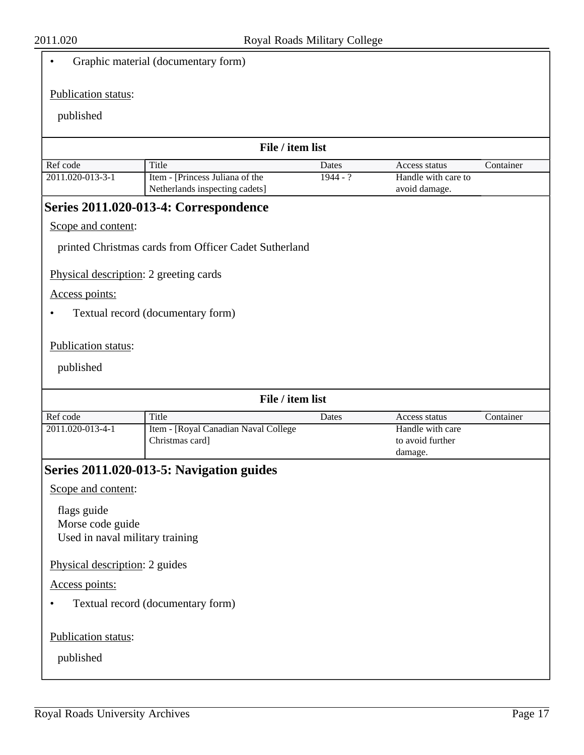- Graphic material (documentary form)

Publication status:

published

**File / item list**

| Ref code | Title | Dates | Access status | Container |
|---|---|---|---|---|
| 2011.020-013-3-1 | Item - [Princess Juliana of the Netherlands inspecting cadets] | 1944 - ? | Handle with care to avoid damage. | |

## Series 2011.020-013-4: Correspondence

Scope and content:

printed Christmas cards from Officer Cadet Sutherland

Physical description: 2 greeting cards

Access points:

- Textual record (documentary form)

Publication status:

published

**File / item list**

| Ref code | Title | Dates | Access status | Container |
|---|---|---|---|---|
| 2011.020-013-4-1 | Item - [Royal Canadian Naval College Christmas card] | | Handle with care to avoid further damage. | |

## Series 2011.020-013-5: Navigation guides

Scope and content:

flags guide
Morse code guide
Used in naval military training

Physical description: 2 guides

Access points:

- Textual record (documentary form)

Publication status:

published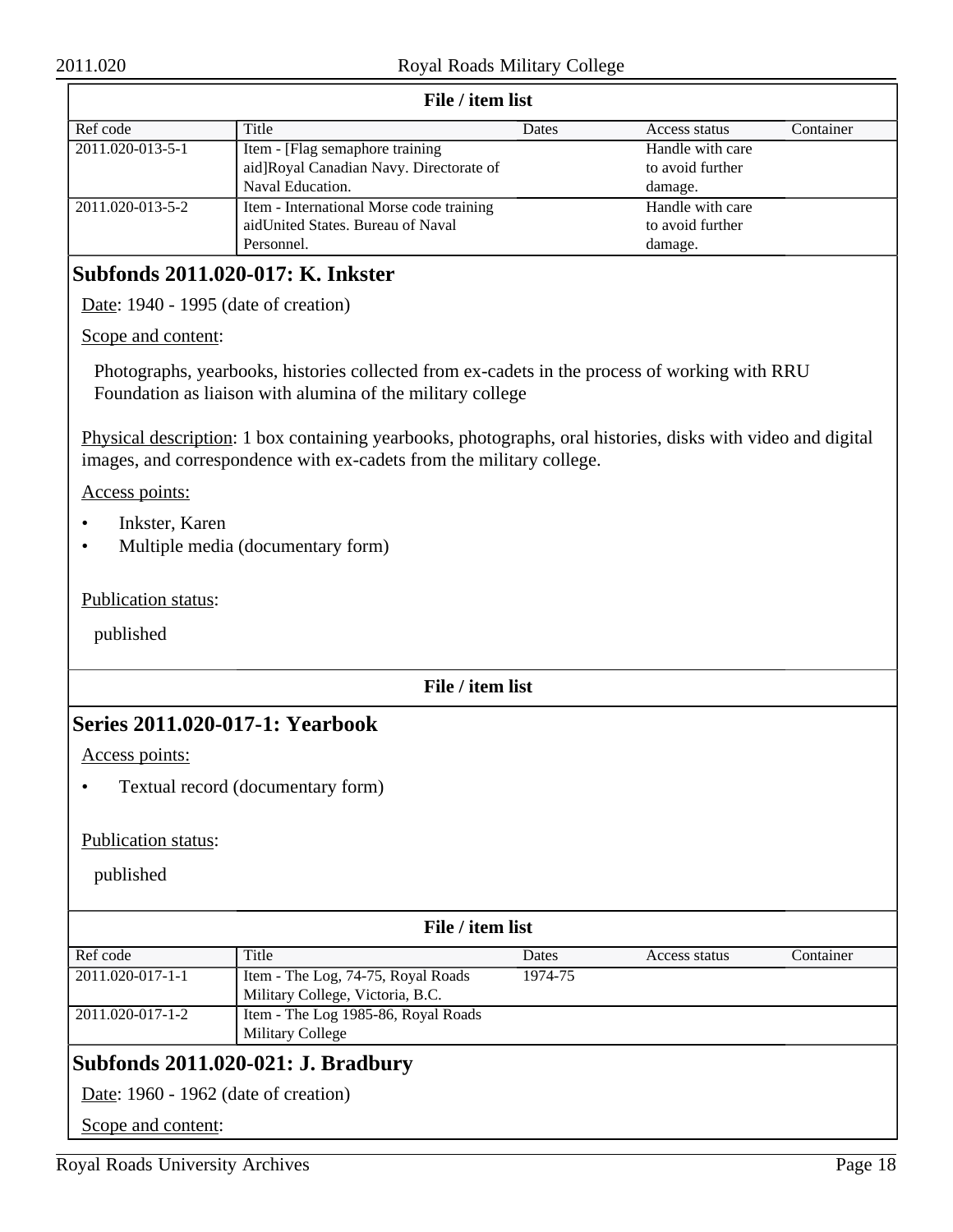**File / item list**

| Ref code | Title | Dates | Access status | Container |
|---|---|---|---|---|
| 2011.020-013-5-1 | Item - [Flag semaphore training aid]Royal Canadian Navy. Directorate of Naval Education. | | Handle with care to avoid further damage. | |
| 2011.020-013-5-2 | Item - International Morse code training aidUnited States. Bureau of Naval Personnel. | | Handle with care to avoid further damage. | |

## Subfonds 2011.020-017: K. Inkster

Date: 1940 - 1995 (date of creation)

Scope and content:

Photographs, yearbooks, histories collected from ex-cadets in the process of working with RRU Foundation as liaison with alumina of the military college

Physical description: 1 box containing yearbooks, photographs, oral histories, disks with video and digital images, and correspondence with ex-cadets from the military college.

Access points:

- Inkster, Karen
- Multiple media (documentary form)

Publication status:

published

**File / item list**

## Series 2011.020-017-1: Yearbook

Access points:

- Textual record (documentary form)

Publication status:

published

**File / item list**

| Ref code | Title | Dates | Access status | Container |
|---|---|---|---|---|
| 2011.020-017-1-1 | Item - The Log, 74-75, Royal Roads Military College, Victoria, B.C. | 1974-75 | | |
| 2011.020-017-1-2 | Item - The Log 1985-86, Royal Roads Military College | | | |

## Subfonds 2011.020-021: J. Bradbury

Date: 1960 - 1962 (date of creation)

Scope and content: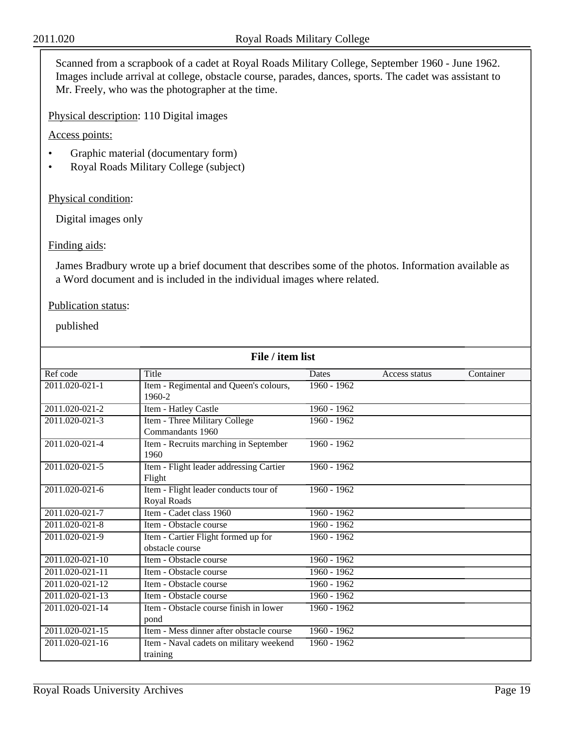Scanned from a scrapbook of a cadet at Royal Roads Military College, September 1960 - June 1962. Images include arrival at college, obstacle course, parades, dances, sports. The cadet was assistant to Mr. Freely, who was the photographer at the time.

Physical description: 110 Digital images

Access points:

- Graphic material (documentary form)
- Royal Roads Military College (subject)

Physical condition:

Digital images only

Finding aids:

James Bradbury wrote up a brief document that describes some of the photos. Information available as a Word document and is included in the individual images where related.

Publication status:

published

**File / item list**

| Ref code | Title | Dates | Access status | Container |
|---|---|---|---|---|
| 2011.020-021-1 | Item - Regimental and Queen's colours, 1960-2 | 1960 - 1962 | | |
| 2011.020-021-2 | Item - Hatley Castle | 1960 - 1962 | | |
| 2011.020-021-3 | Item - Three Military College Commandants 1960 | 1960 - 1962 | | |
| 2011.020-021-4 | Item - Recruits marching in September 1960 | 1960 - 1962 | | |
| 2011.020-021-5 | Item - Flight leader addressing Cartier Flight | 1960 - 1962 | | |
| 2011.020-021-6 | Item - Flight leader conducts tour of Royal Roads | 1960 - 1962 | | |
| 2011.020-021-7 | Item - Cadet class 1960 | 1960 - 1962 | | |
| 2011.020-021-8 | Item - Obstacle course | 1960 - 1962 | | |
| 2011.020-021-9 | Item - Cartier Flight formed up for obstacle course | 1960 - 1962 | | |
| 2011.020-021-10 | Item - Obstacle course | 1960 - 1962 | | |
| 2011.020-021-11 | Item - Obstacle course | 1960 - 1962 | | |
| 2011.020-021-12 | Item - Obstacle course | 1960 - 1962 | | |
| 2011.020-021-13 | Item - Obstacle course | 1960 - 1962 | | |
| 2011.020-021-14 | Item - Obstacle course finish in lower pond | 1960 - 1962 | | |
| 2011.020-021-15 | Item - Mess dinner after obstacle course | 1960 - 1962 | | |
| 2011.020-021-16 | Item - Naval cadets on military weekend training | 1960 - 1962 | | |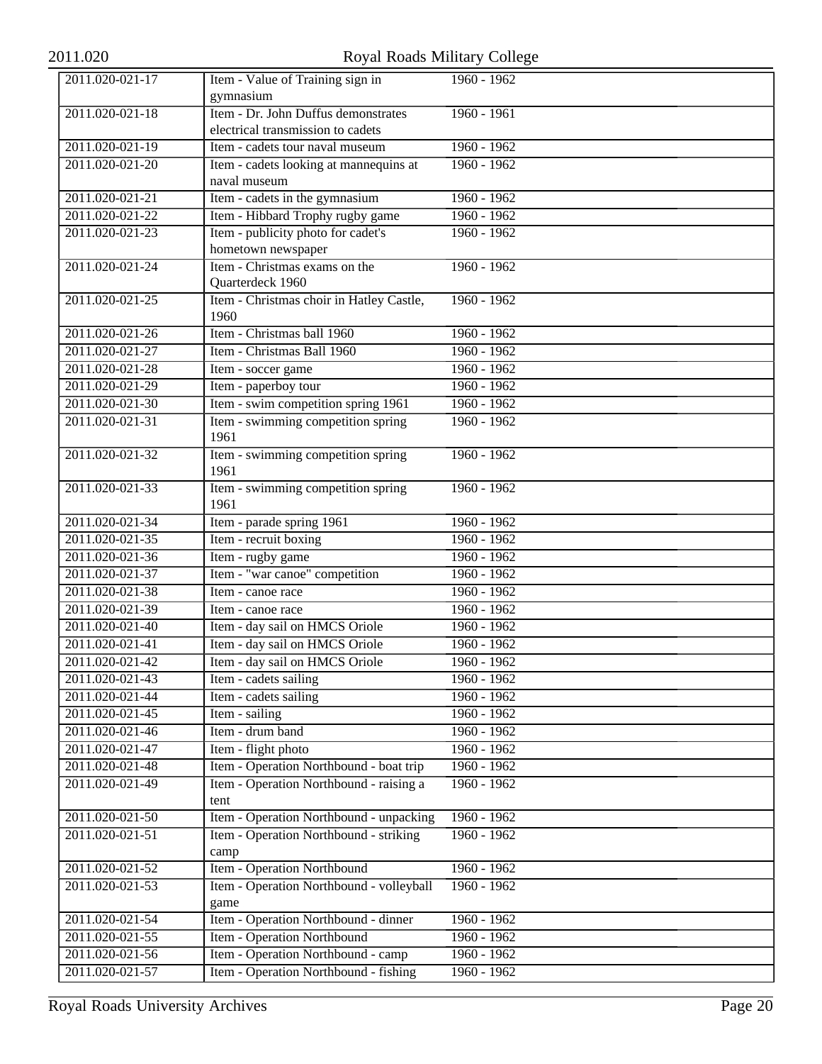| | | |
|---|---|---|
| 2011.020-021-17 | Item - Value of Training sign in gymnasium | 1960 - 1962 |
| 2011.020-021-18 | Item - Dr. John Duffus demonstrates electrical transmission to cadets | 1960 - 1961 |
| 2011.020-021-19 | Item - cadets tour naval museum | 1960 - 1962 |
| 2011.020-021-20 | Item - cadets looking at mannequins at naval museum | 1960 - 1962 |
| 2011.020-021-21 | Item - cadets in the gymnasium | 1960 - 1962 |
| 2011.020-021-22 | Item - Hibbard Trophy rugby game | 1960 - 1962 |
| 2011.020-021-23 | Item - publicity photo for cadet's hometown newspaper | 1960 - 1962 |
| 2011.020-021-24 | Item - Christmas exams on the Quarterdeck 1960 | 1960 - 1962 |
| 2011.020-021-25 | Item - Christmas choir in Hatley Castle, 1960 | 1960 - 1962 |
| 2011.020-021-26 | Item - Christmas ball 1960 | 1960 - 1962 |
| 2011.020-021-27 | Item - Christmas Ball 1960 | 1960 - 1962 |
| 2011.020-021-28 | Item - soccer game | 1960 - 1962 |
| 2011.020-021-29 | Item - paperboy tour | 1960 - 1962 |
| 2011.020-021-30 | Item - swim competition spring 1961 | 1960 - 1962 |
| 2011.020-021-31 | Item - swimming competition spring 1961 | 1960 - 1962 |
| 2011.020-021-32 | Item - swimming competition spring 1961 | 1960 - 1962 |
| 2011.020-021-33 | Item - swimming competition spring 1961 | 1960 - 1962 |
| 2011.020-021-34 | Item - parade spring 1961 | 1960 - 1962 |
| 2011.020-021-35 | Item - recruit boxing | 1960 - 1962 |
| 2011.020-021-36 | Item - rugby game | 1960 - 1962 |
| 2011.020-021-37 | Item - "war canoe" competition | 1960 - 1962 |
| 2011.020-021-38 | Item - canoe race | 1960 - 1962 |
| 2011.020-021-39 | Item - canoe race | 1960 - 1962 |
| 2011.020-021-40 | Item - day sail on HMCS Oriole | 1960 - 1962 |
| 2011.020-021-41 | Item - day sail on HMCS Oriole | 1960 - 1962 |
| 2011.020-021-42 | Item - day sail on HMCS Oriole | 1960 - 1962 |
| 2011.020-021-43 | Item - cadets sailing | 1960 - 1962 |
| 2011.020-021-44 | Item - cadets sailing | 1960 - 1962 |
| 2011.020-021-45 | Item - sailing | 1960 - 1962 |
| 2011.020-021-46 | Item - drum band | 1960 - 1962 |
| 2011.020-021-47 | Item - flight photo | 1960 - 1962 |
| 2011.020-021-48 | Item - Operation Northbound - boat trip | 1960 - 1962 |
| 2011.020-021-49 | Item - Operation Northbound - raising a tent | 1960 - 1962 |
| 2011.020-021-50 | Item - Operation Northbound - unpacking | 1960 - 1962 |
| 2011.020-021-51 | Item - Operation Northbound - striking camp | 1960 - 1962 |
| 2011.020-021-52 | Item - Operation Northbound | 1960 - 1962 |
| 2011.020-021-53 | Item - Operation Northbound - volleyball game | 1960 - 1962 |
| 2011.020-021-54 | Item - Operation Northbound - dinner | 1960 - 1962 |
| 2011.020-021-55 | Item - Operation Northbound | 1960 - 1962 |
| 2011.020-021-56 | Item - Operation Northbound - camp | 1960 - 1962 |
| 2011.020-021-57 | Item - Operation Northbound - fishing | 1960 - 1962 |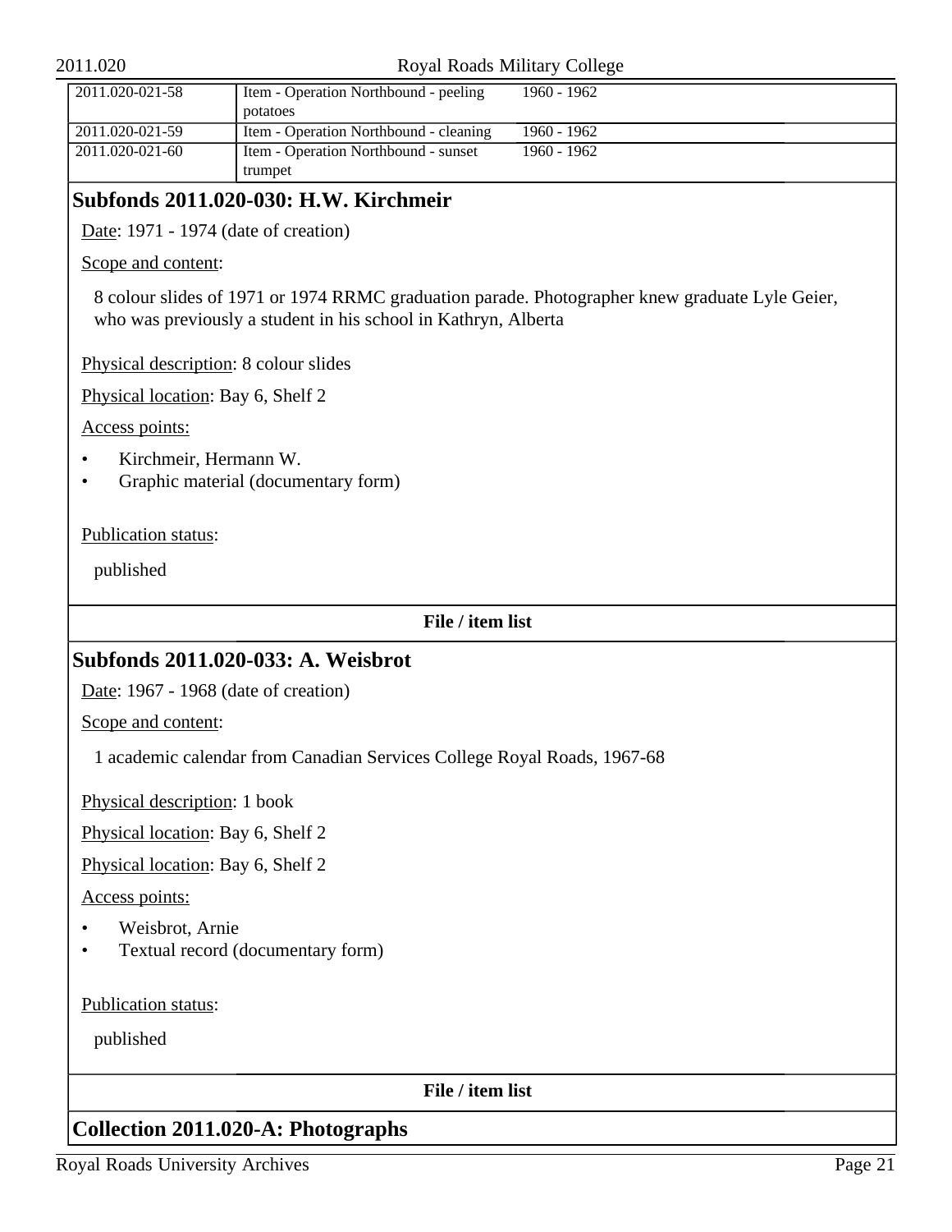| | | |
|---|---|---|
| 2011.020-021-58 | Item - Operation Northbound - peeling potatoes | 1960 - 1962 |
| 2011.020-021-59 | Item - Operation Northbound - cleaning | 1960 - 1962 |
| 2011.020-021-60 | Item - Operation Northbound - sunset trumpet | 1960 - 1962 |

## Subfonds 2011.020-030: H.W. Kirchmeir

Date: 1971 - 1974 (date of creation)

Scope and content:

8 colour slides of 1971 or 1974 RRMC graduation parade. Photographer knew graduate Lyle Geier, who was previously a student in his school in Kathryn, Alberta

Physical description: 8 colour slides

Physical location: Bay 6, Shelf 2

Access points:

- Kirchmeir, Hermann W.
- Graphic material (documentary form)

Publication status:

published

**File / item list**

## Subfonds 2011.020-033: A. Weisbrot

Date: 1967 - 1968 (date of creation)

Scope and content:

1 academic calendar from Canadian Services College Royal Roads, 1967-68

Physical description: 1 book

Physical location: Bay 6, Shelf 2

Physical location: Bay 6, Shelf 2

Access points:

- Weisbrot, Arnie
- Textual record (documentary form)

Publication status:

published

**File / item list**

## Collection 2011.020-A: Photographs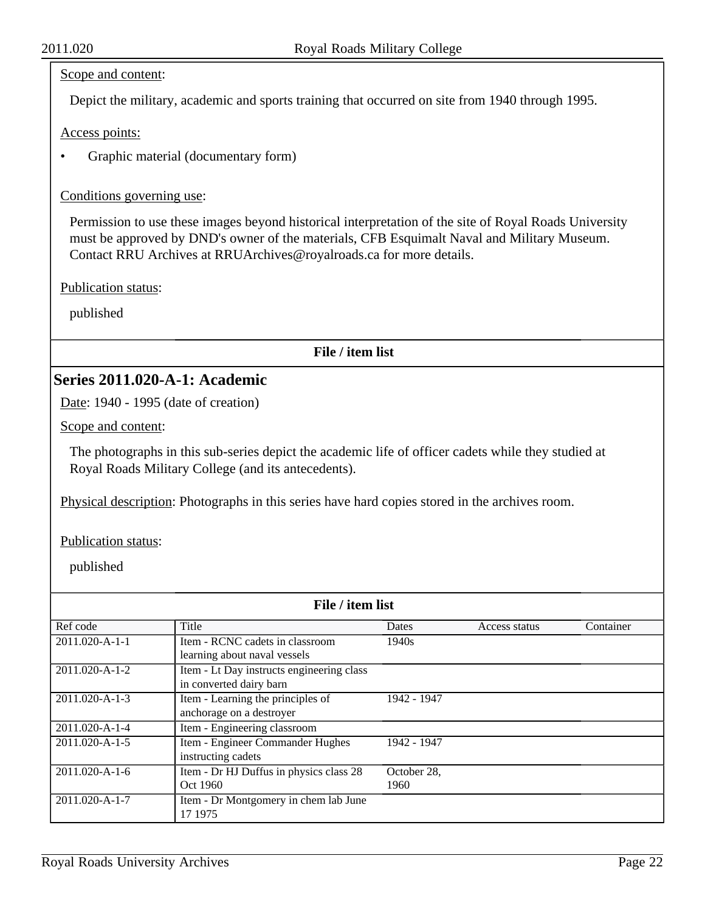Scope and content:

Depict the military, academic and sports training that occurred on site from 1940 through 1995.

Access points:

- Graphic material (documentary form)

Conditions governing use:

Permission to use these images beyond historical interpretation of the site of Royal Roads University must be approved by DND's owner of the materials, CFB Esquimalt Naval and Military Museum. Contact RRU Archives at RRUArchives@royalroads.ca for more details.

Publication status:

published

**File / item list**

## Series 2011.020-A-1: Academic

Date: 1940 - 1995 (date of creation)

Scope and content:

The photographs in this sub-series depict the academic life of officer cadets while they studied at Royal Roads Military College (and its antecedents).

Physical description: Photographs in this series have hard copies stored in the archives room.

Publication status:

published

**File / item list**

| Ref code | Title | Dates | Access status | Container |
|---|---|---|---|---|
| 2011.020-A-1-1 | Item - RCNC cadets in classroom learning about naval vessels | 1940s | | |
| 2011.020-A-1-2 | Item - Lt Day instructs engineering class in converted dairy barn | | | |
| 2011.020-A-1-3 | Item - Learning the principles of anchorage on a destroyer | 1942 - 1947 | | |
| 2011.020-A-1-4 | Item - Engineering classroom | | | |
| 2011.020-A-1-5 | Item - Engineer Commander Hughes instructing cadets | 1942 - 1947 | | |
| 2011.020-A-1-6 | Item - Dr HJ Duffus in physics class 28 Oct 1960 | October 28, 1960 | | |
| 2011.020-A-1-7 | Item - Dr Montgomery in chem lab June 17 1975 | | | |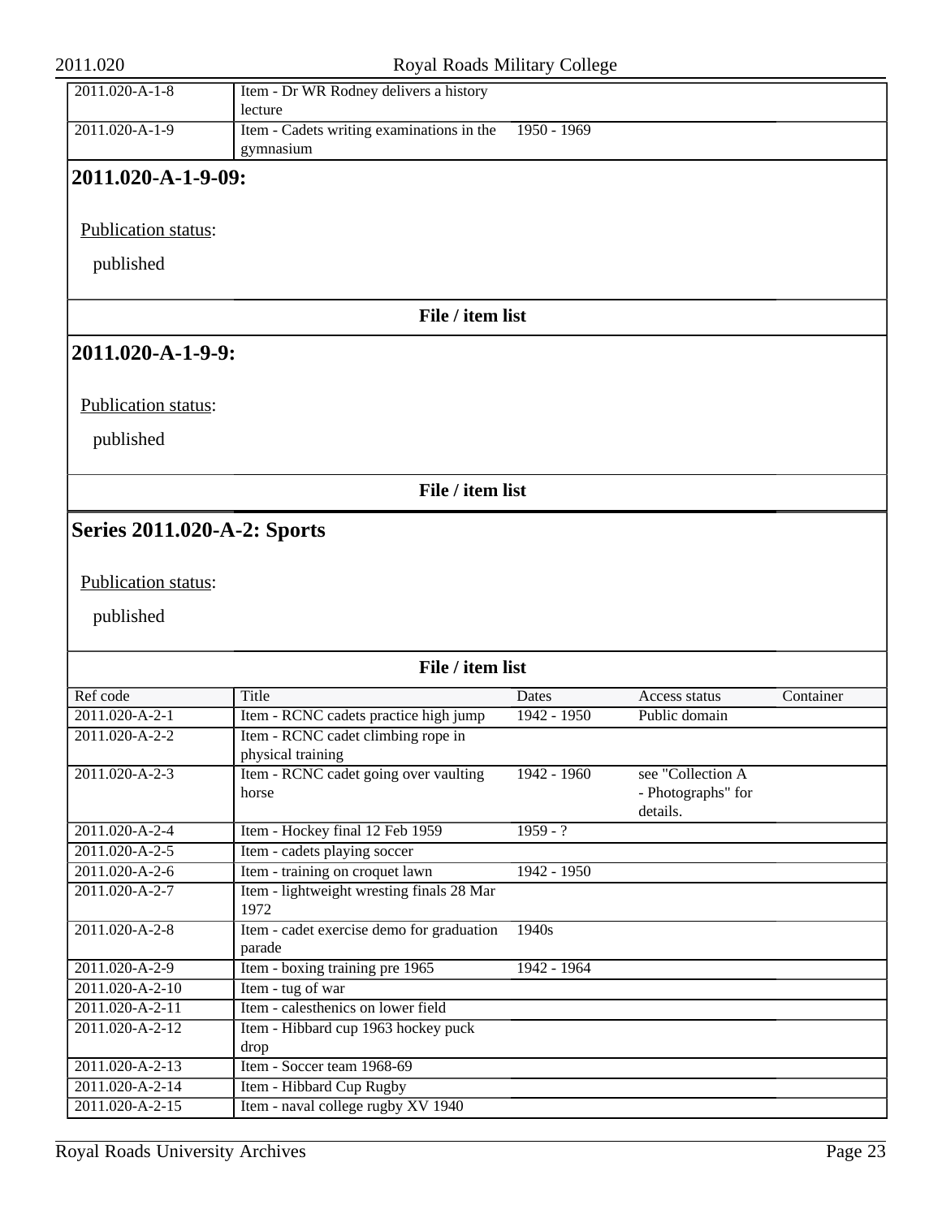| Ref code | Title | Dates | Access status | Container |
|---|---|---|---|---|
| 2011.020-A-1-8 | Item - Dr WR Rodney delivers a history lecture | | | |
| 2011.020-A-1-9 | Item - Cadets writing examinations in the gymnasium | 1950 - 1969 | | |

## 2011.020-A-1-9-09:

Publication status:

published

**File / item list**

## 2011.020-A-1-9-9:

Publication status:

published

**File / item list**

## Series 2011.020-A-2: Sports

Publication status:

published

**File / item list**

| Ref code | Title | Dates | Access status | Container |
|---|---|---|---|---|
| 2011.020-A-2-1 | Item - RCNC cadets practice high jump | 1942 - 1950 | Public domain | |
| 2011.020-A-2-2 | Item - RCNC cadet climbing rope in physical training | | | |
| 2011.020-A-2-3 | Item - RCNC cadet going over vaulting horse | 1942 - 1960 | see "Collection A - Photographs" for details. | |
| 2011.020-A-2-4 | Item - Hockey final 12 Feb 1959 | 1959 - ? | | |
| 2011.020-A-2-5 | Item - cadets playing soccer | | | |
| 2011.020-A-2-6 | Item - training on croquet lawn | 1942 - 1950 | | |
| 2011.020-A-2-7 | Item - lightweight wresting finals 28 Mar 1972 | | | |
| 2011.020-A-2-8 | Item - cadet exercise demo for graduation parade | 1940s | | |
| 2011.020-A-2-9 | Item - boxing training pre 1965 | 1942 - 1964 | | |
| 2011.020-A-2-10 | Item - tug of war | | | |
| 2011.020-A-2-11 | Item - calesthenics on lower field | | | |
| 2011.020-A-2-12 | Item - Hibbard cup 1963 hockey puck drop | | | |
| 2011.020-A-2-13 | Item - Soccer team 1968-69 | | | |
| 2011.020-A-2-14 | Item - Hibbard Cup Rugby | | | |
| 2011.020-A-2-15 | Item - naval college rugby XV 1940 | | | |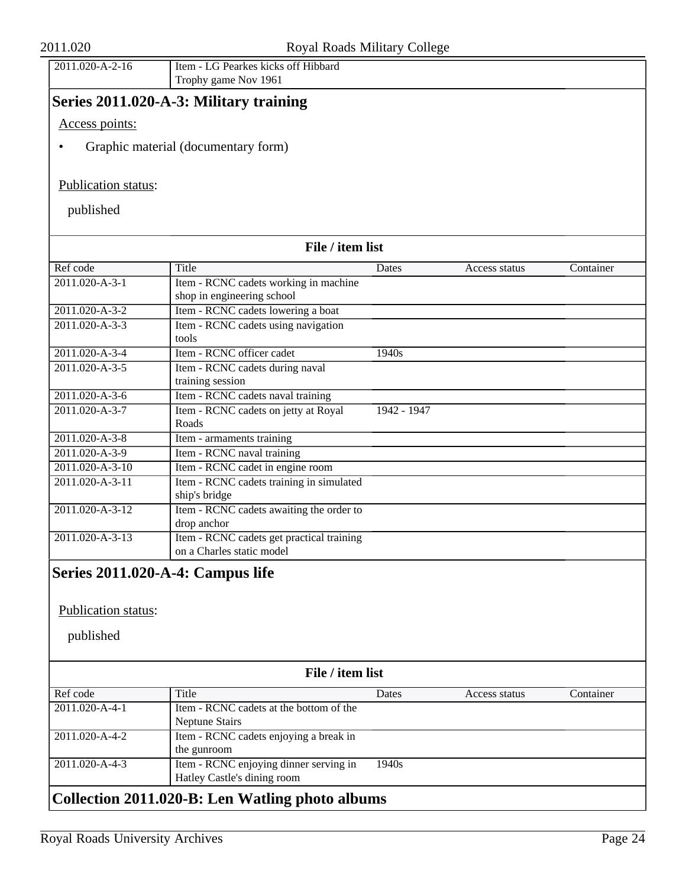| 2011.020-A-2-16 | Item - LG Pearkes kicks off Hibbard Trophy game Nov 1961 | | | |
|---|---|---|---|---|

## Series 2011.020-A-3: Military training

Access points:

- Graphic material (documentary form)

Publication status:

published

**File / item list**

| Ref code | Title | Dates | Access status | Container |
|---|---|---|---|---|
| 2011.020-A-3-1 | Item - RCNC cadets working in machine shop in engineering school | | | |
| 2011.020-A-3-2 | Item - RCNC cadets lowering a boat | | | |
| 2011.020-A-3-3 | Item - RCNC cadets using navigation tools | | | |
| 2011.020-A-3-4 | Item - RCNC officer cadet | 1940s | | |
| 2011.020-A-3-5 | Item - RCNC cadets during naval training session | | | |
| 2011.020-A-3-6 | Item - RCNC cadets naval training | | | |
| 2011.020-A-3-7 | Item - RCNC cadets on jetty at Royal Roads | 1942 - 1947 | | |
| 2011.020-A-3-8 | Item - armaments training | | | |
| 2011.020-A-3-9 | Item - RCNC naval training | | | |
| 2011.020-A-3-10 | Item - RCNC cadet in engine room | | | |
| 2011.020-A-3-11 | Item - RCNC cadets training in simulated ship's bridge | | | |
| 2011.020-A-3-12 | Item - RCNC cadets awaiting the order to drop anchor | | | |
| 2011.020-A-3-13 | Item - RCNC cadets get practical training on a Charles static model | | | |

## Series 2011.020-A-4: Campus life

Publication status:

published

**File / item list**

| Ref code | Title | Dates | Access status | Container |
|---|---|---|---|---|
| 2011.020-A-4-1 | Item - RCNC cadets at the bottom of the Neptune Stairs | | | |
| 2011.020-A-4-2 | Item - RCNC cadets enjoying a break in the gunroom | | | |
| 2011.020-A-4-3 | Item - RCNC enjoying dinner serving in Hatley Castle's dining room | 1940s | | |

## Collection 2011.020-B: Len Watling photo albums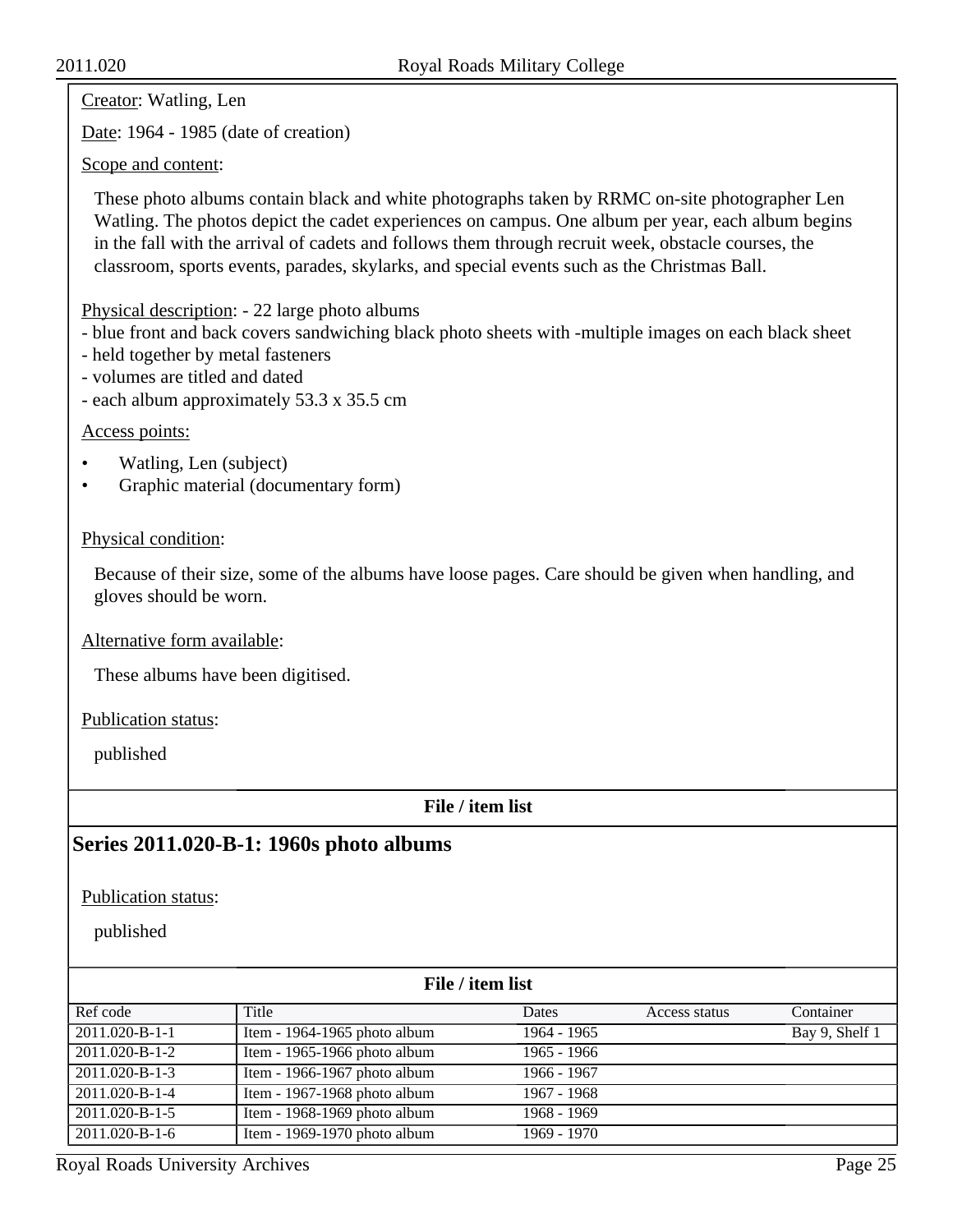Creator: Watling, Len

Date: 1964 - 1985 (date of creation)

Scope and content:

These photo albums contain black and white photographs taken by RRMC on-site photographer Len Watling. The photos depict the cadet experiences on campus. One album per year, each album begins in the fall with the arrival of cadets and follows them through recruit week, obstacle courses, the classroom, sports events, parades, skylarks, and special events such as the Christmas Ball.

Physical description: - 22 large photo albums
- blue front and back covers sandwiching black photo sheets with -multiple images on each black sheet
- held together by metal fasteners
- volumes are titled and dated
- each album approximately 53.3 x 35.5 cm

Access points:

- Watling, Len (subject)
- Graphic material (documentary form)

Physical condition:

Because of their size, some of the albums have loose pages. Care should be given when handling, and gloves should be worn.

Alternative form available:

These albums have been digitised.

Publication status:

published

**File / item list**

## Series 2011.020-B-1: 1960s photo albums

Publication status:

published

**File / item list**

| Ref code | Title | Dates | Access status | Container |
|---|---|---|---|---|
| 2011.020-B-1-1 | Item - 1964-1965 photo album | 1964 - 1965 | | Bay 9, Shelf 1 |
| 2011.020-B-1-2 | Item - 1965-1966 photo album | 1965 - 1966 | | |
| 2011.020-B-1-3 | Item - 1966-1967 photo album | 1966 - 1967 | | |
| 2011.020-B-1-4 | Item - 1967-1968 photo album | 1967 - 1968 | | |
| 2011.020-B-1-5 | Item - 1968-1969 photo album | 1968 - 1969 | | |
| 2011.020-B-1-6 | Item - 1969-1970 photo album | 1969 - 1970 | | |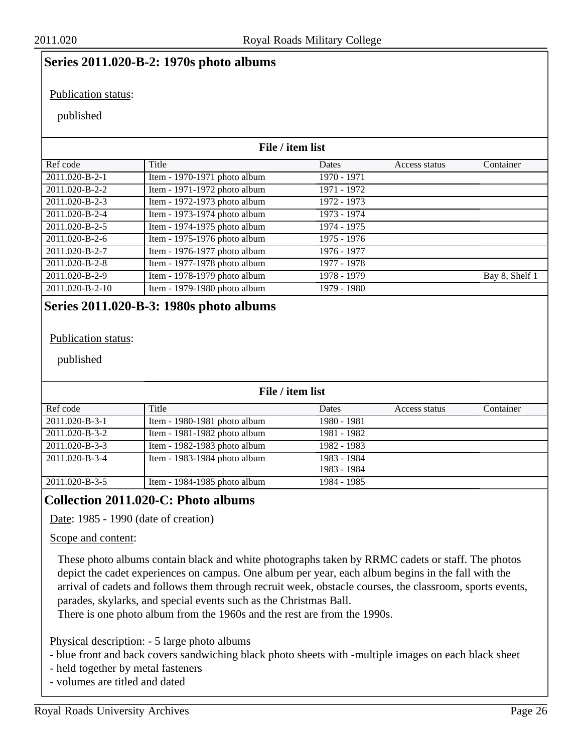## Series 2011.020-B-2: 1970s photo albums

Publication status:

published

**File / item list**

| Ref code | Title | Dates | Access status | Container |
|---|---|---|---|---|
| 2011.020-B-2-1 | Item - 1970-1971 photo album | 1970 - 1971 | | |
| 2011.020-B-2-2 | Item - 1971-1972 photo album | 1971 - 1972 | | |
| 2011.020-B-2-3 | Item - 1972-1973 photo album | 1972 - 1973 | | |
| 2011.020-B-2-4 | Item - 1973-1974 photo album | 1973 - 1974 | | |
| 2011.020-B-2-5 | Item - 1974-1975 photo album | 1974 - 1975 | | |
| 2011.020-B-2-6 | Item - 1975-1976 photo album | 1975 - 1976 | | |
| 2011.020-B-2-7 | Item - 1976-1977 photo album | 1976 - 1977 | | |
| 2011.020-B-2-8 | Item - 1977-1978 photo album | 1977 - 1978 | | |
| 2011.020-B-2-9 | Item - 1978-1979 photo album | 1978 - 1979 | | Bay 8, Shelf 1 |
| 2011.020-B-2-10 | Item - 1979-1980 photo album | 1979 - 1980 | | |

## Series 2011.020-B-3: 1980s photo albums

Publication status:

published

**File / item list**

| Ref code | Title | Dates | Access status | Container |
|---|---|---|---|---|
| 2011.020-B-3-1 | Item - 1980-1981 photo album | 1980 - 1981 | | |
| 2011.020-B-3-2 | Item - 1981-1982 photo album | 1981 - 1982 | | |
| 2011.020-B-3-3 | Item - 1982-1983 photo album | 1982 - 1983 | | |
| 2011.020-B-3-4 | Item - 1983-1984 photo album | 1983 - 1984<br>1983 - 1984 | | |
| 2011.020-B-3-5 | Item - 1984-1985 photo album | 1984 - 1985 | | |

## Collection 2011.020-C: Photo albums

Date: 1985 - 1990 (date of creation)

Scope and content:

These photo albums contain black and white photographs taken by RRMC cadets or staff. The photos depict the cadet experiences on campus. One album per year, each album begins in the fall with the arrival of cadets and follows them through recruit week, obstacle courses, the classroom, sports events, parades, skylarks, and special events such as the Christmas Ball.
There is one photo album from the 1960s and the rest are from the 1990s.

Physical description: - 5 large photo albums
- blue front and back covers sandwiching black photo sheets with -multiple images on each black sheet
- held together by metal fasteners
- volumes are titled and dated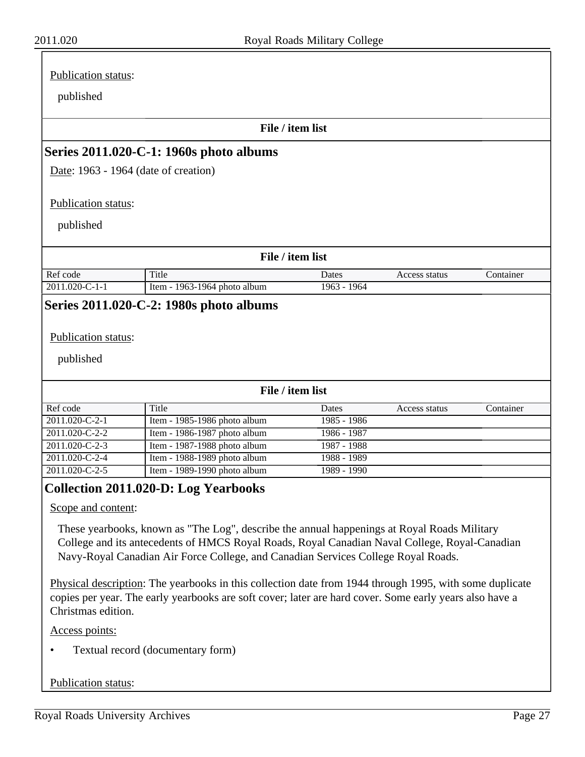Publication status:

published

**File / item list**

## Series 2011.020-C-1: 1960s photo albums

Date: 1963 - 1964 (date of creation)

Publication status:

published

**File / item list**

| Ref code | Title | Dates | Access status | Container |
|---|---|---|---|---|
| 2011.020-C-1-1 | Item - 1963-1964 photo album | 1963 - 1964 | | |

## Series 2011.020-C-2: 1980s photo albums

Publication status:

published

**File / item list**

| Ref code | Title | Dates | Access status | Container |
|---|---|---|---|---|
| 2011.020-C-2-1 | Item - 1985-1986 photo album | 1985 - 1986 | | |
| 2011.020-C-2-2 | Item - 1986-1987 photo album | 1986 - 1987 | | |
| 2011.020-C-2-3 | Item - 1987-1988 photo album | 1987 - 1988 | | |
| 2011.020-C-2-4 | Item - 1988-1989 photo album | 1988 - 1989 | | |
| 2011.020-C-2-5 | Item - 1989-1990 photo album | 1989 - 1990 | | |

## Collection 2011.020-D: Log Yearbooks

Scope and content:

These yearbooks, known as "The Log", describe the annual happenings at Royal Roads Military College and its antecedents of HMCS Royal Roads, Royal Canadian Naval College, Royal-Canadian Navy-Royal Canadian Air Force College, and Canadian Services College Royal Roads.

Physical description: The yearbooks in this collection date from 1944 through 1995, with some duplicate copies per year. The early yearbooks are soft cover; later are hard cover. Some early years also have a Christmas edition.

Access points:

- Textual record (documentary form)

Publication status: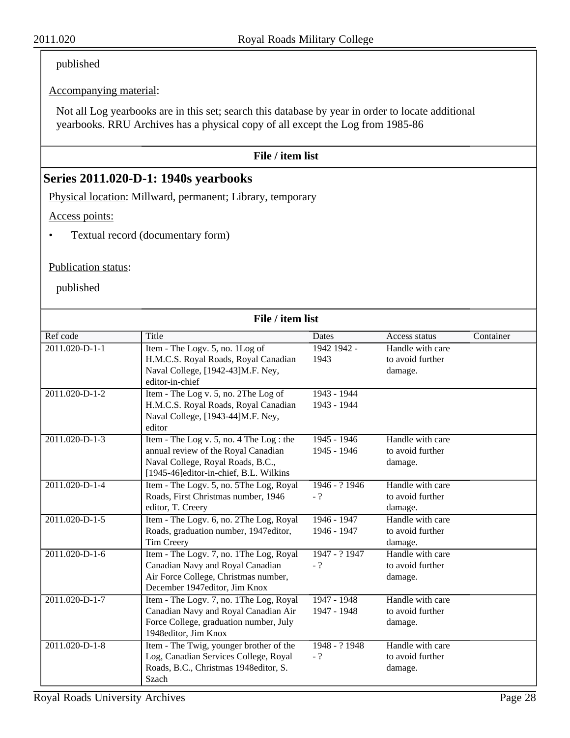published

Accompanying material:

Not all Log yearbooks are in this set; search this database by year in order to locate additional yearbooks. RRU Archives has a physical copy of all except the Log from 1985-86

**File / item list**

## Series 2011.020-D-1: 1940s yearbooks

Physical location: Millward, permanent; Library, temporary

Access points:

- Textual record (documentary form)

Publication status:

published

**File / item list**

| Ref code | Title | Dates | Access status | Container |
|---|---|---|---|---|
| 2011.020-D-1-1 | Item - The Logv. 5, no. 1Log of H.M.C.S. Royal Roads, Royal Canadian Naval College, [1942-43]M.F. Ney, editor-in-chief | 1942 1942 - 1943 | Handle with care to avoid further damage. | |
| 2011.020-D-1-2 | Item - The Log v. 5, no. 2The Log of H.M.C.S. Royal Roads, Royal Canadian Naval College, [1943-44]M.F. Ney, editor | 1943 - 1944 1943 - 1944 | | |
| 2011.020-D-1-3 | Item - The Log v. 5, no. 4 The Log : the annual review of the Royal Canadian Naval College, Royal Roads, B.C., [1945-46]editor-in-chief, B.L. Wilkins | 1945 - 1946 1945 - 1946 | Handle with care to avoid further damage. | |
| 2011.020-D-1-4 | Item - The Logv. 5, no. 5The Log, Royal Roads, First Christmas number, 1946 editor, T. Creery | 1946 - ? 1946 - ? | Handle with care to avoid further damage. | |
| 2011.020-D-1-5 | Item - The Logv. 6, no. 2The Log, Royal Roads, graduation number, 1947editor, Tim Creery | 1946 - 1947 1946 - 1947 | Handle with care to avoid further damage. | |
| 2011.020-D-1-6 | Item - The Logv. 7, no. 1The Log, Royal Canadian Navy and Royal Canadian Air Force College, Christmas number, December 1947editor, Jim Knox | 1947 - ? 1947 - ? | Handle with care to avoid further damage. | |
| 2011.020-D-1-7 | Item - The Logv. 7, no. 1The Log, Royal Canadian Navy and Royal Canadian Air Force College, graduation number, July 1948editor, Jim Knox | 1947 - 1948 1947 - 1948 | Handle with care to avoid further damage. | |
| 2011.020-D-1-8 | Item - The Twig, younger brother of the Log, Canadian Services College, Royal Roads, B.C., Christmas 1948editor, S. Szach | 1948 - ? 1948 - ? | Handle with care to avoid further damage. | |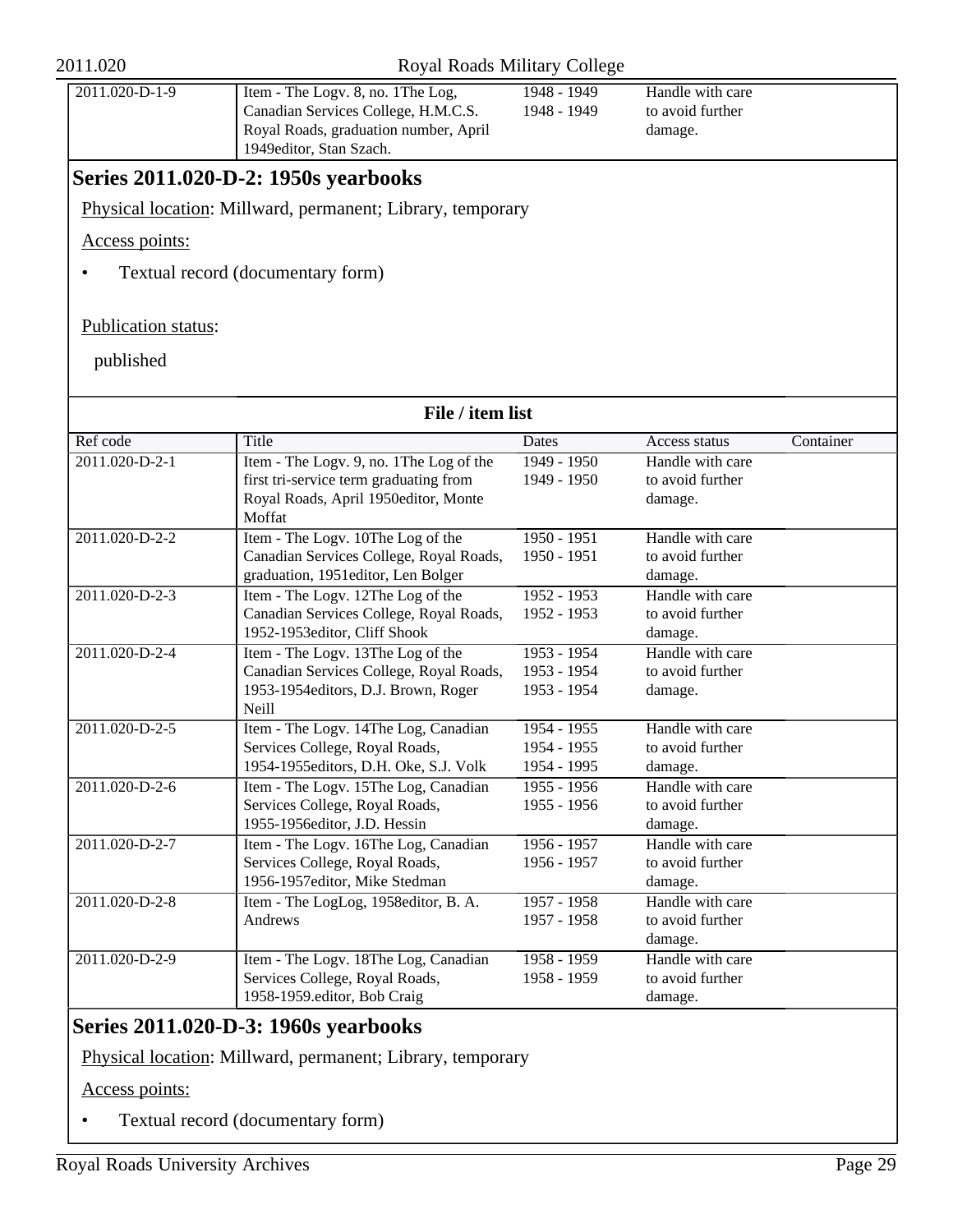| Ref code | Title | Dates | Access status | Container |
|---|---|---|---|---|
| 2011.020-D-1-9 | Item - The Logv. 8, no. 1The Log, Canadian Services College, H.M.C.S. Royal Roads, graduation number, April 1949editor, Stan Szach. | 1948 - 1949<br>1948 - 1949 | Handle with care to avoid further damage. | |

## Series 2011.020-D-2: 1950s yearbooks

Physical location: Millward, permanent; Library, temporary

Access points:

- Textual record (documentary form)

Publication status:

published

**File / item list**

| Ref code | Title | Dates | Access status | Container |
|---|---|---|---|---|
| 2011.020-D-2-1 | Item - The Logv. 9, no. 1The Log of the first tri-service term graduating from Royal Roads, April 1950editor, Monte Moffat | 1949 - 1950<br>1949 - 1950 | Handle with care to avoid further damage. | |
| 2011.020-D-2-2 | Item - The Logv. 10The Log of the Canadian Services College, Royal Roads, graduation, 1951editor, Len Bolger | 1950 - 1951<br>1950 - 1951 | Handle with care to avoid further damage. | |
| 2011.020-D-2-3 | Item - The Logv. 12The Log of the Canadian Services College, Royal Roads, 1952-1953editor, Cliff Shook | 1952 - 1953<br>1952 - 1953 | Handle with care to avoid further damage. | |
| 2011.020-D-2-4 | Item - The Logv. 13The Log of the Canadian Services College, Royal Roads, 1953-1954editors, D.J. Brown, Roger Neill | 1953 - 1954<br>1953 - 1954<br>1953 - 1954 | Handle with care to avoid further damage. | |
| 2011.020-D-2-5 | Item - The Logv. 14The Log, Canadian Services College, Royal Roads, 1954-1955editors, D.H. Oke, S.J. Volk | 1954 - 1955<br>1954 - 1955<br>1954 - 1995 | Handle with care to avoid further damage. | |
| 2011.020-D-2-6 | Item - The Logv. 15The Log, Canadian Services College, Royal Roads, 1955-1956editor, J.D. Hessin | 1955 - 1956<br>1955 - 1956 | Handle with care to avoid further damage. | |
| 2011.020-D-2-7 | Item - The Logv. 16The Log, Canadian Services College, Royal Roads, 1956-1957editor, Mike Stedman | 1956 - 1957<br>1956 - 1957 | Handle with care to avoid further damage. | |
| 2011.020-D-2-8 | Item - The LogLog, 1958editor, B. A. Andrews | 1957 - 1958<br>1957 - 1958 | Handle with care to avoid further damage. | |
| 2011.020-D-2-9 | Item - The Logv. 18The Log, Canadian Services College, Royal Roads, 1958-1959.editor, Bob Craig | 1958 - 1959<br>1958 - 1959 | Handle with care to avoid further damage. | |

## Series 2011.020-D-3: 1960s yearbooks

Physical location: Millward, permanent; Library, temporary

Access points:

- Textual record (documentary form)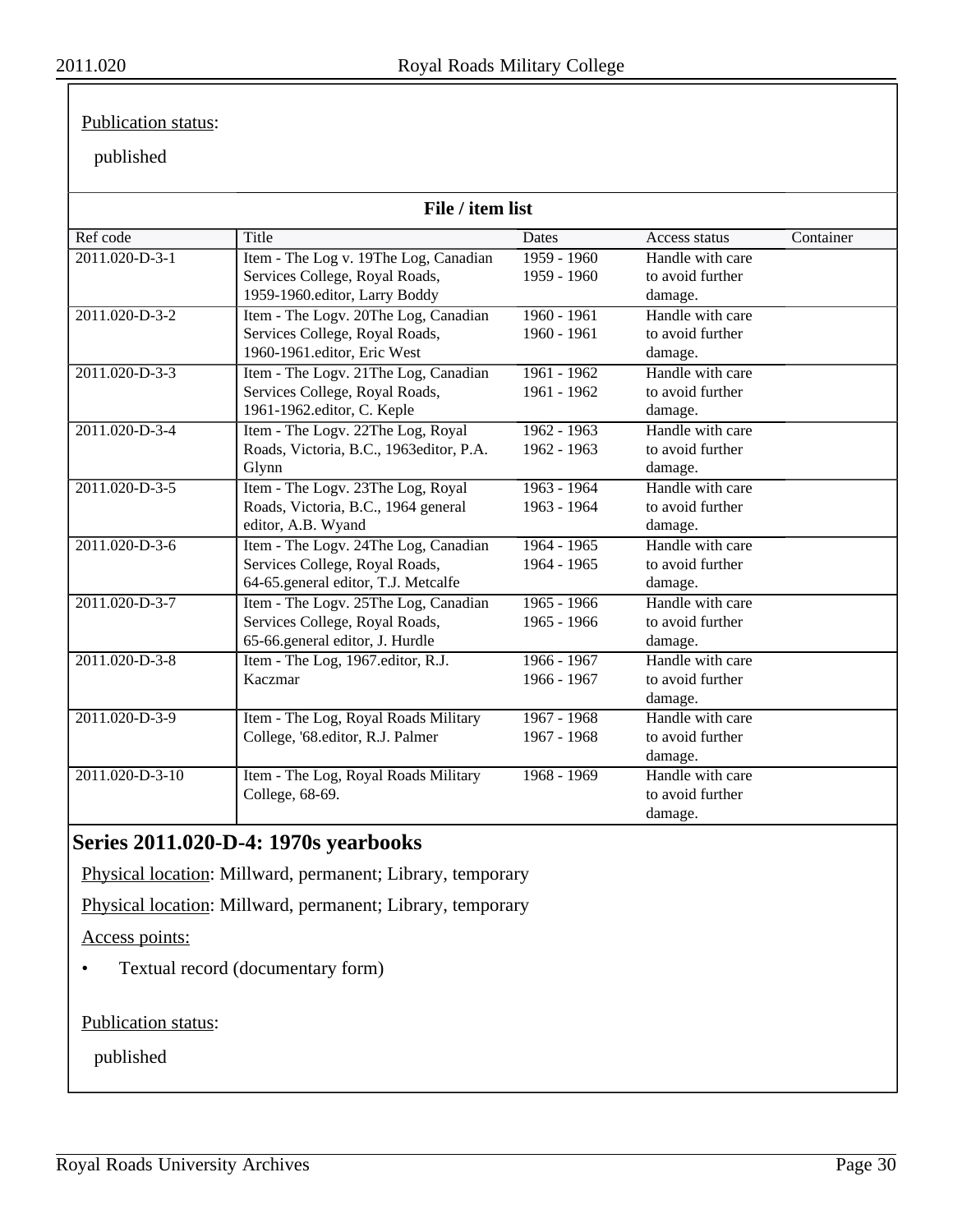Publication status:

published

**File / item list**

| Ref code | Title | Dates | Access status | Container |
|---|---|---|---|---|
| 2011.020-D-3-1 | Item - The Log v. 19The Log, Canadian Services College, Royal Roads, 1959-1960.editor, Larry Boddy | 1959 - 1960<br>1959 - 1960 | Handle with care to avoid further damage. | |
| 2011.020-D-3-2 | Item - The Logv. 20The Log, Canadian Services College, Royal Roads, 1960-1961.editor, Eric West | 1960 - 1961<br>1960 - 1961 | Handle with care to avoid further damage. | |
| 2011.020-D-3-3 | Item - The Logv. 21The Log, Canadian Services College, Royal Roads, 1961-1962.editor, C. Keple | 1961 - 1962<br>1961 - 1962 | Handle with care to avoid further damage. | |
| 2011.020-D-3-4 | Item - The Logv. 22The Log, Royal Roads, Victoria, B.C., 1963editor, P.A. Glynn | 1962 - 1963<br>1962 - 1963 | Handle with care to avoid further damage. | |
| 2011.020-D-3-5 | Item - The Logv. 23The Log, Royal Roads, Victoria, B.C., 1964 general editor, A.B. Wyand | 1963 - 1964<br>1963 - 1964 | Handle with care to avoid further damage. | |
| 2011.020-D-3-6 | Item - The Logv. 24The Log, Canadian Services College, Royal Roads, 64-65.general editor, T.J. Metcalfe | 1964 - 1965<br>1964 - 1965 | Handle with care to avoid further damage. | |
| 2011.020-D-3-7 | Item - The Logv. 25The Log, Canadian Services College, Royal Roads, 65-66.general editor, J. Hurdle | 1965 - 1966<br>1965 - 1966 | Handle with care to avoid further damage. | |
| 2011.020-D-3-8 | Item - The Log, 1967.editor, R.J. Kaczmar | 1966 - 1967<br>1966 - 1967 | Handle with care to avoid further damage. | |
| 2011.020-D-3-9 | Item - The Log, Royal Roads Military College, '68.editor, R.J. Palmer | 1967 - 1968<br>1967 - 1968 | Handle with care to avoid further damage. | |
| 2011.020-D-3-10 | Item - The Log, Royal Roads Military College, 68-69. | 1968 - 1969 | Handle with care to avoid further damage. | |

## Series 2011.020-D-4: 1970s yearbooks

Physical location: Millward, permanent; Library, temporary

Physical location: Millward, permanent; Library, temporary

Access points:

- Textual record (documentary form)

Publication status:

published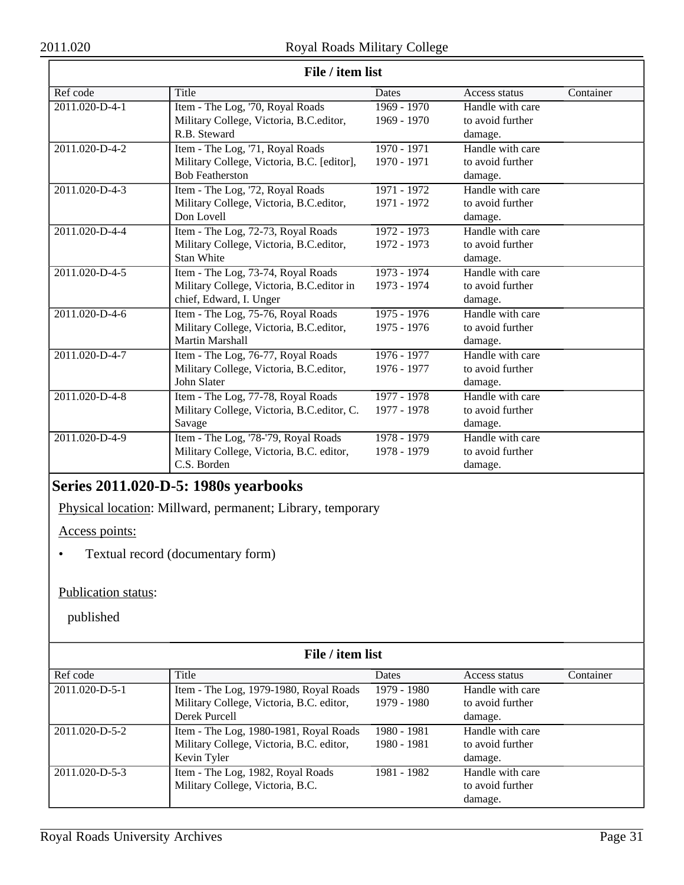**File / item list**

| Ref code | Title | Dates | Access status | Container |
| --- | --- | --- | --- | --- |
| 2011.020-D-4-1 | Item - The Log, '70, Royal Roads Military College, Victoria, B.C.editor, R.B. Steward | 1969 - 1970<br>1969 - 1970 | Handle with care to avoid further damage. | |
| 2011.020-D-4-2 | Item - The Log, '71, Royal Roads Military College, Victoria, B.C. [editor], Bob Featherston | 1970 - 1971<br>1970 - 1971 | Handle with care to avoid further damage. | |
| 2011.020-D-4-3 | Item - The Log, '72, Royal Roads Military College, Victoria, B.C.editor, Don Lovell | 1971 - 1972<br>1971 - 1972 | Handle with care to avoid further damage. | |
| 2011.020-D-4-4 | Item - The Log, 72-73, Royal Roads Military College, Victoria, B.C.editor, Stan White | 1972 - 1973<br>1972 - 1973 | Handle with care to avoid further damage. | |
| 2011.020-D-4-5 | Item - The Log, 73-74, Royal Roads Military College, Victoria, B.C.editor in chief, Edward, I. Unger | 1973 - 1974<br>1973 - 1974 | Handle with care to avoid further damage. | |
| 2011.020-D-4-6 | Item - The Log, 75-76, Royal Roads Military College, Victoria, B.C.editor, Martin Marshall | 1975 - 1976<br>1975 - 1976 | Handle with care to avoid further damage. | |
| 2011.020-D-4-7 | Item - The Log, 76-77, Royal Roads Military College, Victoria, B.C.editor, John Slater | 1976 - 1977<br>1976 - 1977 | Handle with care to avoid further damage. | |
| 2011.020-D-4-8 | Item - The Log, 77-78, Royal Roads Military College, Victoria, B.C.editor, C. Savage | 1977 - 1978<br>1977 - 1978 | Handle with care to avoid further damage. | |
| 2011.020-D-4-9 | Item - The Log, '78-'79, Royal Roads Military College, Victoria, B.C. editor, C.S. Borden | 1978 - 1979<br>1978 - 1979 | Handle with care to avoid further damage. | |

## Series 2011.020-D-5: 1980s yearbooks

Physical location: Millward, permanent; Library, temporary

Access points:

- Textual record (documentary form)

Publication status:

published

**File / item list**

| Ref code | Title | Dates | Access status | Container |
| --- | --- | --- | --- | --- |
| 2011.020-D-5-1 | Item - The Log, 1979-1980, Royal Roads Military College, Victoria, B.C. editor, Derek Purcell | 1979 - 1980<br>1979 - 1980 | Handle with care to avoid further damage. | |
| 2011.020-D-5-2 | Item - The Log, 1980-1981, Royal Roads Military College, Victoria, B.C. editor, Kevin Tyler | 1980 - 1981<br>1980 - 1981 | Handle with care to avoid further damage. | |
| 2011.020-D-5-3 | Item - The Log, 1982, Royal Roads Military College, Victoria, B.C. | 1981 - 1982 | Handle with care to avoid further damage. | |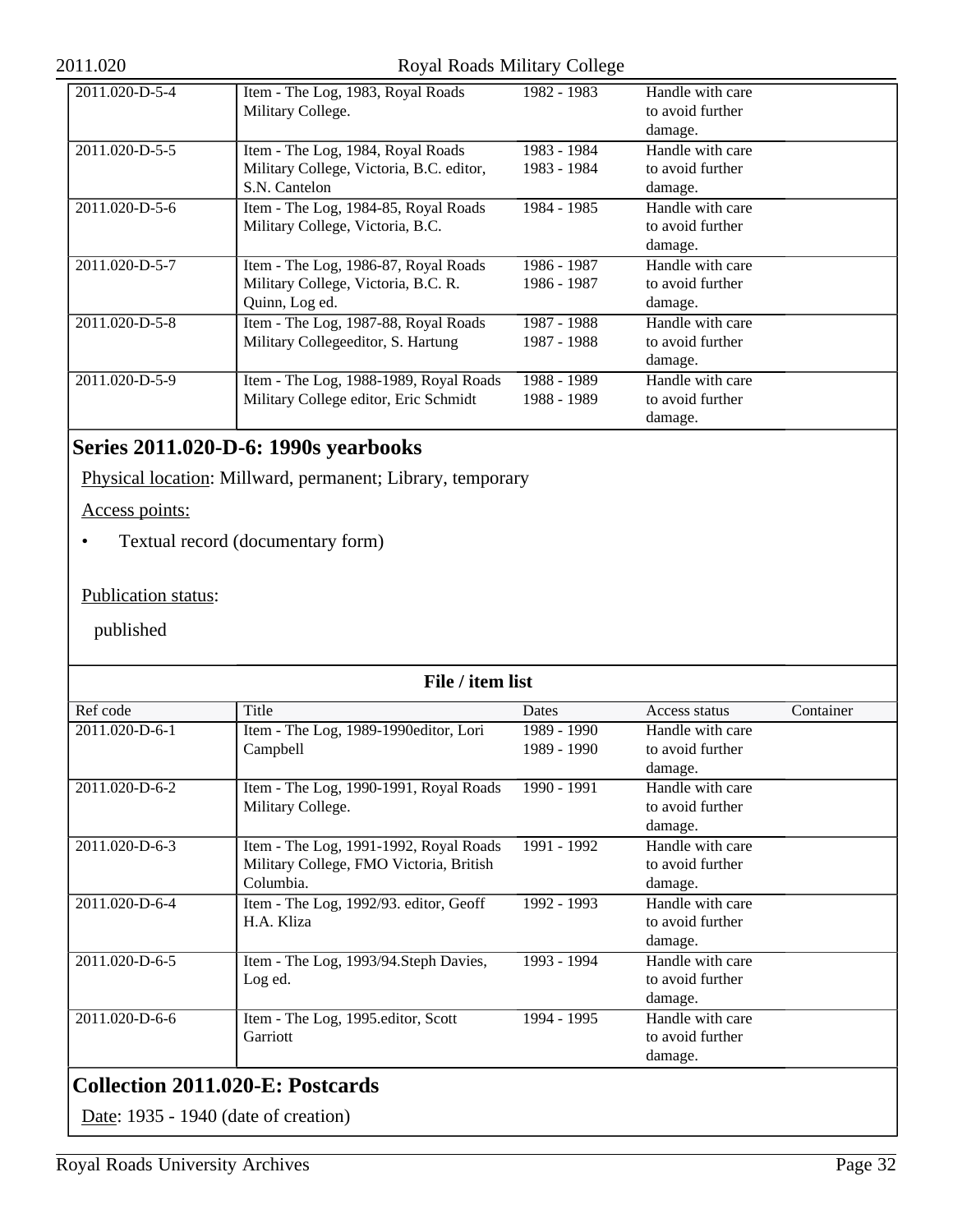| Ref code | Title | Dates | Access status | Container |
|---|---|---|---|---|
| 2011.020-D-5-4 | Item - The Log, 1983, Royal Roads Military College. | 1982 - 1983 | Handle with care to avoid further damage. | |
| 2011.020-D-5-5 | Item - The Log, 1984, Royal Roads Military College, Victoria, B.C. editor, S.N. Cantelon | 1983 - 1984 1983 - 1984 | Handle with care to avoid further damage. | |
| 2011.020-D-5-6 | Item - The Log, 1984-85, Royal Roads Military College, Victoria, B.C. | 1984 - 1985 | Handle with care to avoid further damage. | |
| 2011.020-D-5-7 | Item - The Log, 1986-87, Royal Roads Military College, Victoria, B.C. R. Quinn, Log ed. | 1986 - 1987 1986 - 1987 | Handle with care to avoid further damage. | |
| 2011.020-D-5-8 | Item - The Log, 1987-88, Royal Roads Military Collegeeditor, S. Hartung | 1987 - 1988 1987 - 1988 | Handle with care to avoid further damage. | |
| 2011.020-D-5-9 | Item - The Log, 1988-1989, Royal Roads Military College editor, Eric Schmidt | 1988 - 1989 1988 - 1989 | Handle with care to avoid further damage. | |

## Series 2011.020-D-6: 1990s yearbooks

Physical location: Millward, permanent; Library, temporary

Access points:

- Textual record (documentary form)

Publication status:

published

**File / item list**

| Ref code | Title | Dates | Access status | Container |
|---|---|---|---|---|
| 2011.020-D-6-1 | Item - The Log, 1989-1990editor, Lori Campbell | 1989 - 1990 1989 - 1990 | Handle with care to avoid further damage. | |
| 2011.020-D-6-2 | Item - The Log, 1990-1991, Royal Roads Military College. | 1990 - 1991 | Handle with care to avoid further damage. | |
| 2011.020-D-6-3 | Item - The Log, 1991-1992, Royal Roads Military College, FMO Victoria, British Columbia. | 1991 - 1992 | Handle with care to avoid further damage. | |
| 2011.020-D-6-4 | Item - The Log, 1992/93. editor, Geoff H.A. Kliza | 1992 - 1993 | Handle with care to avoid further damage. | |
| 2011.020-D-6-5 | Item - The Log, 1993/94.Steph Davies, Log ed. | 1993 - 1994 | Handle with care to avoid further damage. | |
| 2011.020-D-6-6 | Item - The Log, 1995.editor, Scott Garriott | 1994 - 1995 | Handle with care to avoid further damage. | |

## Collection 2011.020-E: Postcards

Date: 1935 - 1940 (date of creation)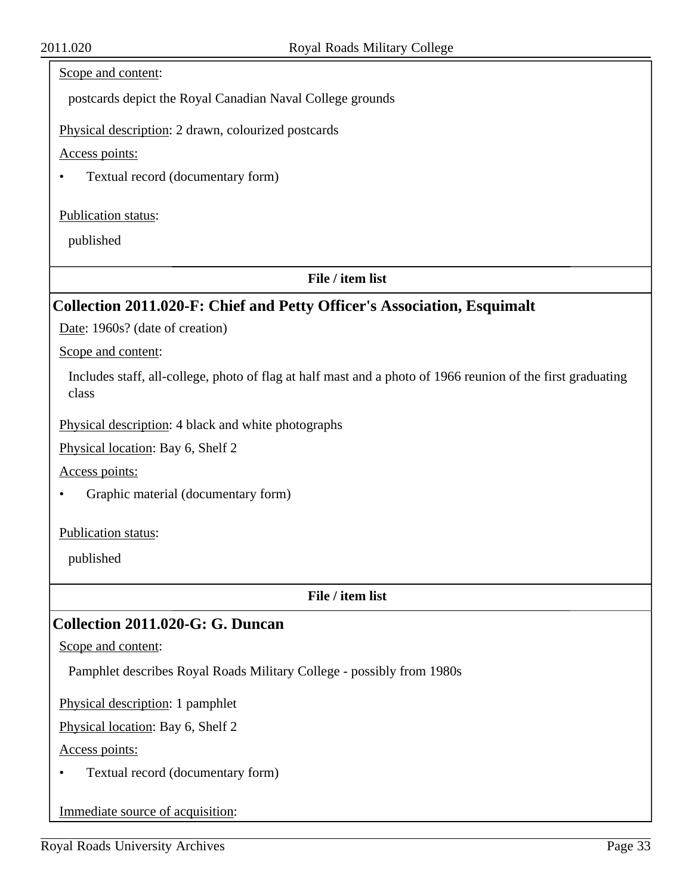Scope and content:

postcards depict the Royal Canadian Naval College grounds

Physical description: 2 drawn, colourized postcards

Access points:

- Textual record (documentary form)

Publication status:

published

**File / item list**

## Collection 2011.020-F: Chief and Petty Officer's Association, Esquimalt

Date: 1960s? (date of creation)

Scope and content:

Includes staff, all-college, photo of flag at half mast and a photo of 1966 reunion of the first graduating class

Physical description: 4 black and white photographs

Physical location: Bay 6, Shelf 2

Access points:

- Graphic material (documentary form)

Publication status:

published

**File / item list**

## Collection 2011.020-G: G. Duncan

Scope and content:

Pamphlet describes Royal Roads Military College - possibly from 1980s

Physical description: 1 pamphlet

Physical location: Bay 6, Shelf 2

Access points:

- Textual record (documentary form)

Immediate source of acquisition: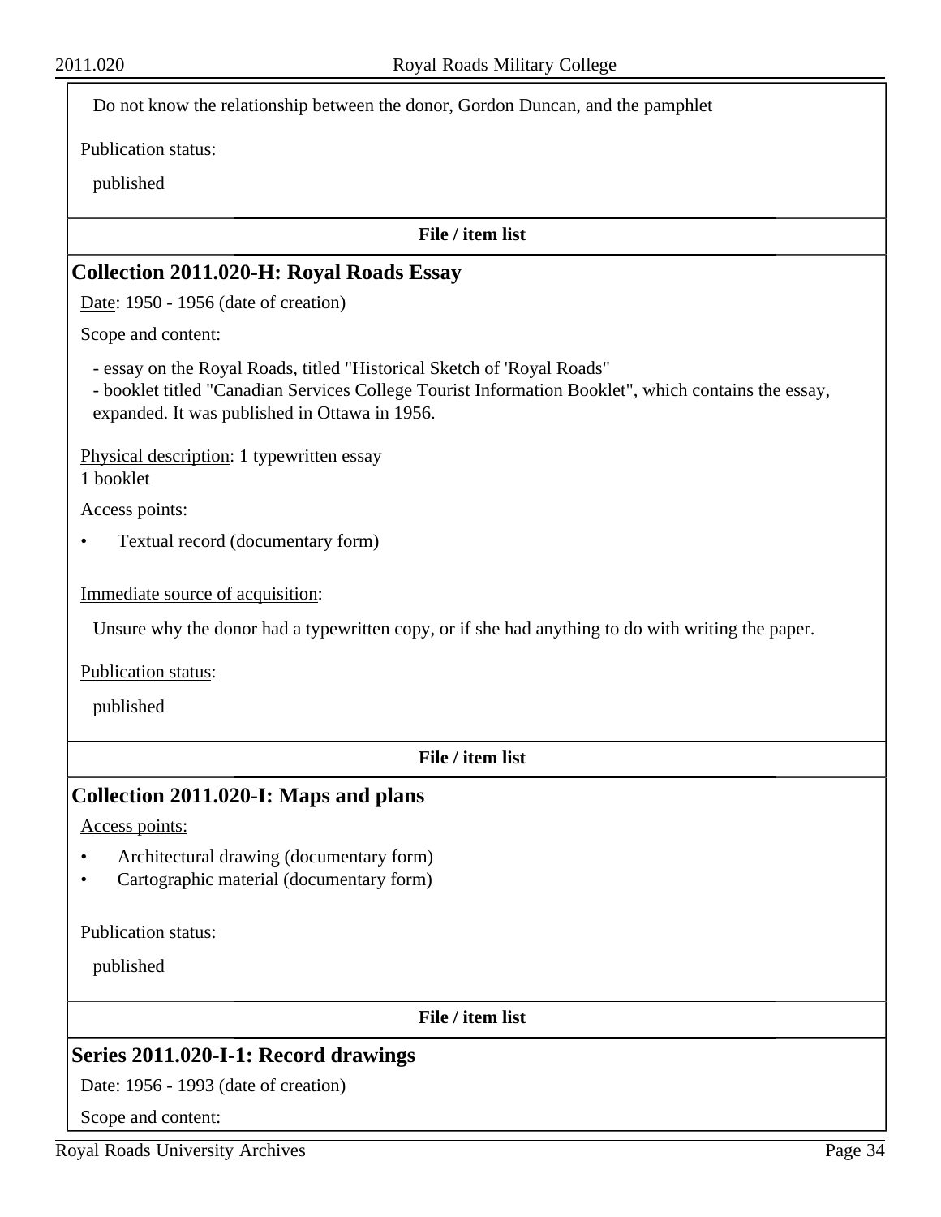Do not know the relationship between the donor, Gordon Duncan, and the pamphlet

Publication status:

published

**File / item list**

## Collection 2011.020-H: Royal Roads Essay

Date: 1950 - 1956 (date of creation)

Scope and content:

- essay on the Royal Roads, titled "Historical Sketch of 'Royal Roads"
- booklet titled "Canadian Services College Tourist Information Booklet", which contains the essay, expanded. It was published in Ottawa in 1956.

Physical description: 1 typewritten essay
1 booklet

Access points:

- Textual record (documentary form)

Immediate source of acquisition:

Unsure why the donor had a typewritten copy, or if she had anything to do with writing the paper.

Publication status:

published

**File / item list**

## Collection 2011.020-I: Maps and plans

Access points:

- Architectural drawing (documentary form)
- Cartographic material (documentary form)

Publication status:

published

**File / item list**

## Series 2011.020-I-1: Record drawings

Date: 1956 - 1993 (date of creation)

Scope and content: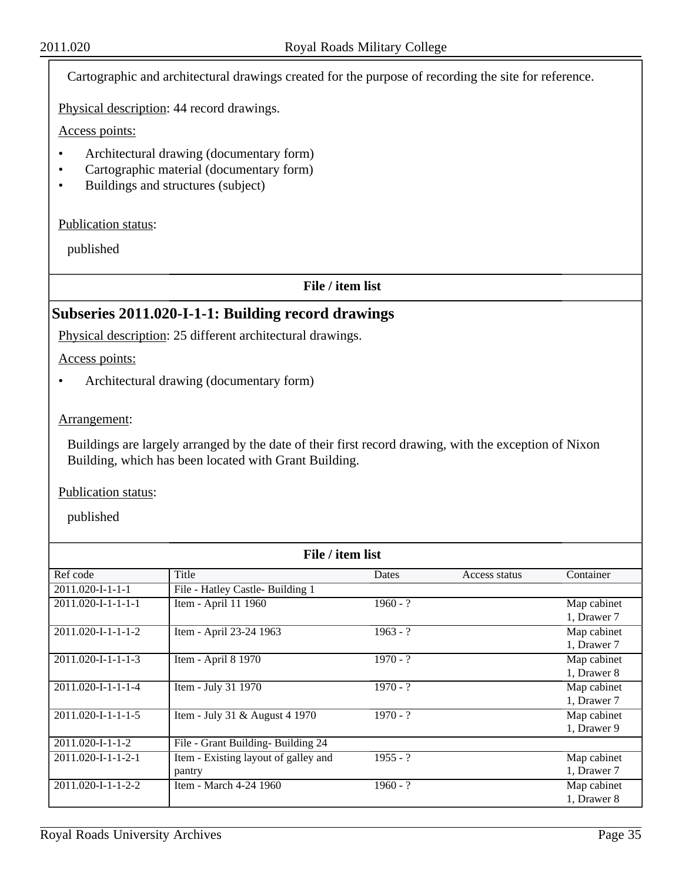Cartographic and architectural drawings created for the purpose of recording the site for reference.

Physical description: 44 record drawings.

Access points:

- Architectural drawing (documentary form)
- Cartographic material (documentary form)
- Buildings and structures (subject)

Publication status:

published

**File / item list**

## Subseries 2011.020-I-1-1: Building record drawings

Physical description: 25 different architectural drawings.

Access points:

- Architectural drawing (documentary form)

Arrangement:

Buildings are largely arranged by the date of their first record drawing, with the exception of Nixon Building, which has been located with Grant Building.

Publication status:

published

**File / item list**

| Ref code | Title | Dates | Access status | Container |
|---|---|---|---|---|
| 2011.020-I-1-1-1 | File - Hatley Castle- Building 1 | | | |
| 2011.020-I-1-1-1-1 | Item - April 11 1960 | 1960 - ? | | Map cabinet 1, Drawer 7 |
| 2011.020-I-1-1-1-2 | Item - April 23-24 1963 | 1963 - ? | | Map cabinet 1, Drawer 7 |
| 2011.020-I-1-1-1-3 | Item - April 8 1970 | 1970 - ? | | Map cabinet 1, Drawer 8 |
| 2011.020-I-1-1-1-4 | Item - July 31 1970 | 1970 - ? | | Map cabinet 1, Drawer 7 |
| 2011.020-I-1-1-1-5 | Item - July 31 & August 4 1970 | 1970 - ? | | Map cabinet 1, Drawer 9 |
| 2011.020-I-1-1-2 | File - Grant Building- Building 24 | | | |
| 2011.020-I-1-1-2-1 | Item - Existing layout of galley and pantry | 1955 - ? | | Map cabinet 1, Drawer 7 |
| 2011.020-I-1-1-2-2 | Item - March 4-24 1960 | 1960 - ? | | Map cabinet 1, Drawer 8 |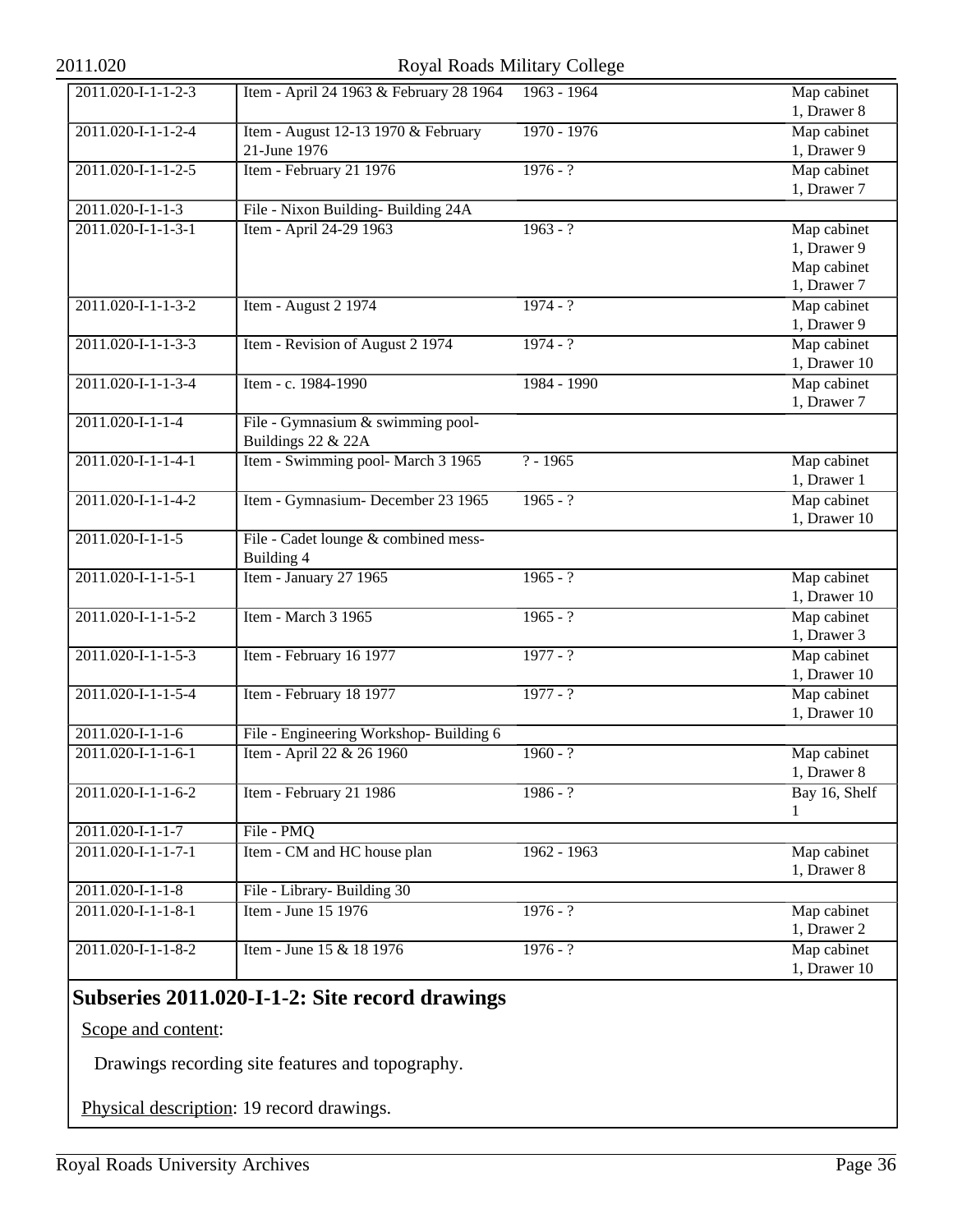| | | | |
|---|---|---|---|
| 2011.020-I-1-1-2-3 | Item - April 24 1963 & February 28 1964 | 1963 - 1964 | Map cabinet 1, Drawer 8 |
| 2011.020-I-1-1-2-4 | Item - August 12-13 1970 & February 21-June 1976 | 1970 - 1976 | Map cabinet 1, Drawer 9 |
| 2011.020-I-1-1-2-5 | Item - February 21 1976 | 1976 - ? | Map cabinet 1, Drawer 7 |
| 2011.020-I-1-1-3 | File - Nixon Building- Building 24A | | |
| 2011.020-I-1-1-3-1 | Item - April 24-29 1963 | 1963 - ? | Map cabinet 1, Drawer 9 Map cabinet 1, Drawer 7 |
| 2011.020-I-1-1-3-2 | Item - August 2 1974 | 1974 - ? | Map cabinet 1, Drawer 9 |
| 2011.020-I-1-1-3-3 | Item - Revision of August 2 1974 | 1974 - ? | Map cabinet 1, Drawer 10 |
| 2011.020-I-1-1-3-4 | Item - c. 1984-1990 | 1984 - 1990 | Map cabinet 1, Drawer 7 |
| 2011.020-I-1-1-4 | File - Gymnasium & swimming pool- Buildings 22 & 22A | | |
| 2011.020-I-1-1-4-1 | Item - Swimming pool- March 3 1965 | ? - 1965 | Map cabinet 1, Drawer 1 |
| 2011.020-I-1-1-4-2 | Item - Gymnasium- December 23 1965 | 1965 - ? | Map cabinet 1, Drawer 10 |
| 2011.020-I-1-1-5 | File - Cadet lounge & combined mess- Building 4 | | |
| 2011.020-I-1-1-5-1 | Item - January 27 1965 | 1965 - ? | Map cabinet 1, Drawer 10 |
| 2011.020-I-1-1-5-2 | Item - March 3 1965 | 1965 - ? | Map cabinet 1, Drawer 3 |
| 2011.020-I-1-1-5-3 | Item - February 16 1977 | 1977 - ? | Map cabinet 1, Drawer 10 |
| 2011.020-I-1-1-5-4 | Item - February 18 1977 | 1977 - ? | Map cabinet 1, Drawer 10 |
| 2011.020-I-1-1-6 | File - Engineering Workshop- Building 6 | | |
| 2011.020-I-1-1-6-1 | Item - April 22 & 26 1960 | 1960 - ? | Map cabinet 1, Drawer 8 |
| 2011.020-I-1-1-6-2 | Item - February 21 1986 | 1986 - ? | Bay 16, Shelf 1 |
| 2011.020-I-1-1-7 | File - PMQ | | |
| 2011.020-I-1-1-7-1 | Item - CM and HC house plan | 1962 - 1963 | Map cabinet 1, Drawer 8 |
| 2011.020-I-1-1-8 | File - Library- Building 30 | | |
| 2011.020-I-1-1-8-1 | Item - June 15 1976 | 1976 - ? | Map cabinet 1, Drawer 2 |
| 2011.020-I-1-1-8-2 | Item - June 15 & 18 1976 | 1976 - ? | Map cabinet 1, Drawer 10 |

## Subseries 2011.020-I-1-2: Site record drawings

Scope and content:

Drawings recording site features and topography.

Physical description: 19 record drawings.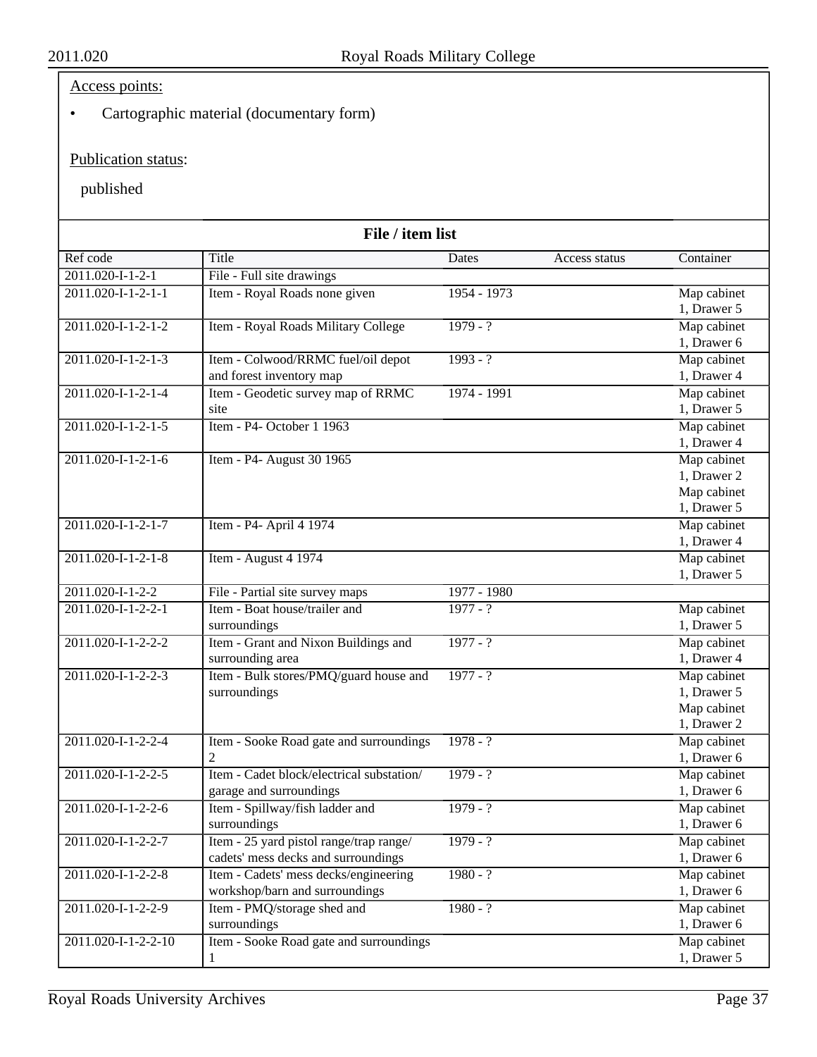Access points:

- Cartographic material (documentary form)

Publication status:

published

**File / item list**

| Ref code | Title | Dates | Access status | Container |
|---|---|---|---|---|
| 2011.020-I-1-2-1 | File - Full site drawings | | | |
| 2011.020-I-1-2-1-1 | Item - Royal Roads none given | 1954 - 1973 | | Map cabinet 1, Drawer 5 |
| 2011.020-I-1-2-1-2 | Item - Royal Roads Military College | 1979 - ? | | Map cabinet 1, Drawer 6 |
| 2011.020-I-1-2-1-3 | Item - Colwood/RRMC fuel/oil depot and forest inventory map | 1993 - ? | | Map cabinet 1, Drawer 4 |
| 2011.020-I-1-2-1-4 | Item - Geodetic survey map of RRMC site | 1974 - 1991 | | Map cabinet 1, Drawer 5 |
| 2011.020-I-1-2-1-5 | Item - P4- October 1 1963 | | | Map cabinet 1, Drawer 4 |
| 2011.020-I-1-2-1-6 | Item - P4- August 30 1965 | | | Map cabinet 1, Drawer 2 Map cabinet 1, Drawer 5 |
| 2011.020-I-1-2-1-7 | Item - P4- April 4 1974 | | | Map cabinet 1, Drawer 4 |
| 2011.020-I-1-2-1-8 | Item - August 4 1974 | | | Map cabinet 1, Drawer 5 |
| 2011.020-I-1-2-2 | File - Partial site survey maps | 1977 - 1980 | | |
| 2011.020-I-1-2-2-1 | Item - Boat house/trailer and surroundings | 1977 - ? | | Map cabinet 1, Drawer 5 |
| 2011.020-I-1-2-2-2 | Item - Grant and Nixon Buildings and surrounding area | 1977 - ? | | Map cabinet 1, Drawer 4 |
| 2011.020-I-1-2-2-3 | Item - Bulk stores/PMQ/guard house and surroundings | 1977 - ? | | Map cabinet 1, Drawer 5 Map cabinet 1, Drawer 2 |
| 2011.020-I-1-2-2-4 | Item - Sooke Road gate and surroundings 2 | 1978 - ? | | Map cabinet 1, Drawer 6 |
| 2011.020-I-1-2-2-5 | Item - Cadet block/electrical substation/ garage and surroundings | 1979 - ? | | Map cabinet 1, Drawer 6 |
| 2011.020-I-1-2-2-6 | Item - Spillway/fish ladder and surroundings | 1979 - ? | | Map cabinet 1, Drawer 6 |
| 2011.020-I-1-2-2-7 | Item - 25 yard pistol range/trap range/ cadets' mess decks and surroundings | 1979 - ? | | Map cabinet 1, Drawer 6 |
| 2011.020-I-1-2-2-8 | Item - Cadets' mess decks/engineering workshop/barn and surroundings | 1980 - ? | | Map cabinet 1, Drawer 6 |
| 2011.020-I-1-2-2-9 | Item - PMQ/storage shed and surroundings | 1980 - ? | | Map cabinet 1, Drawer 6 |
| 2011.020-I-1-2-2-10 | Item - Sooke Road gate and surroundings 1 | | | Map cabinet 1, Drawer 5 |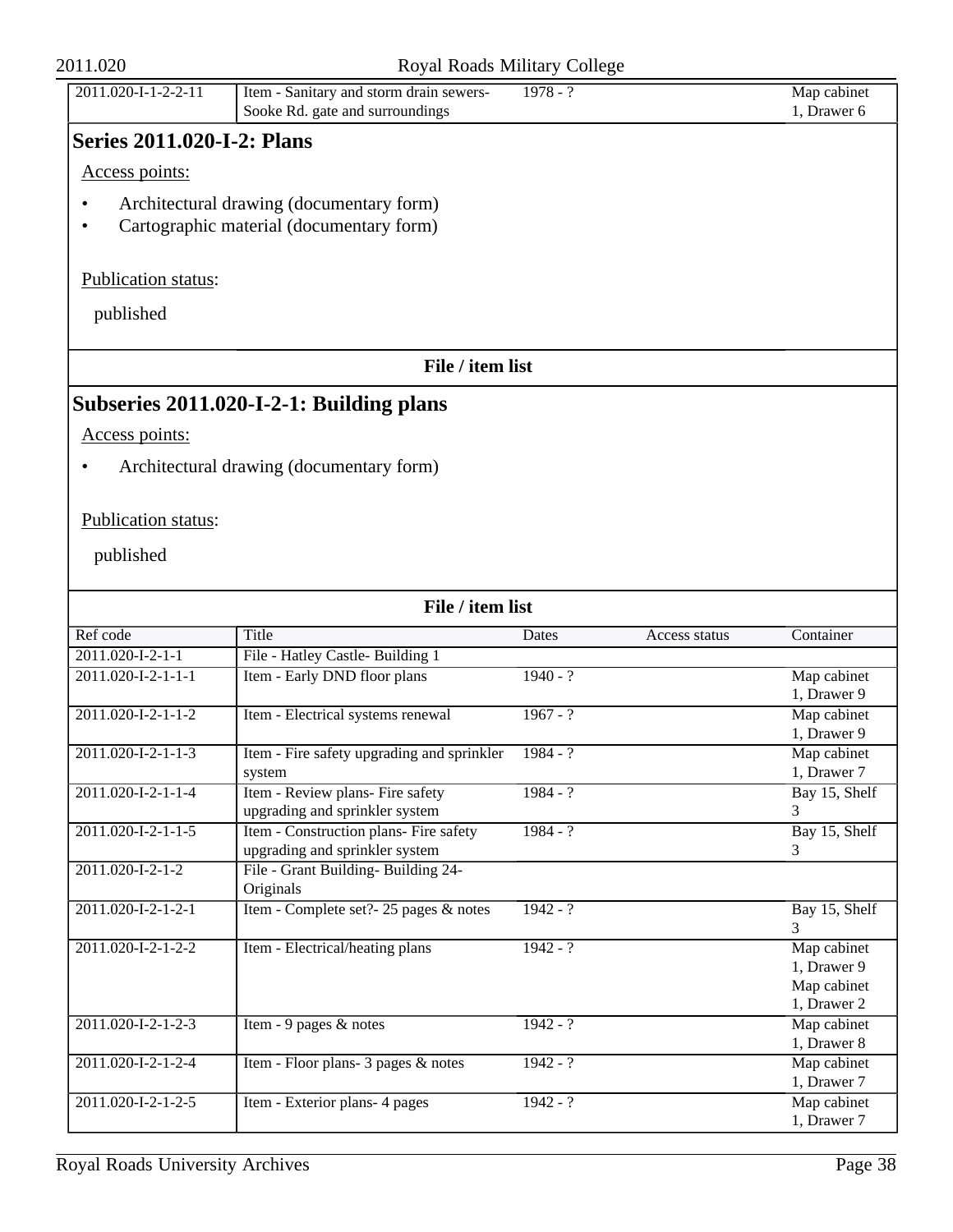| | | | | |
|---|---|---|---|---|
| 2011.020-I-1-2-2-11 | Item - Sanitary and storm drain sewers- Sooke Rd. gate and surroundings | 1978 - ? | | Map cabinet 1, Drawer 6 |

## Series 2011.020-I-2: Plans

Access points:

- Architectural drawing (documentary form)
- Cartographic material (documentary form)

Publication status:

published

**File / item list**

## Subseries 2011.020-I-2-1: Building plans

Access points:

- Architectural drawing (documentary form)

Publication status:

published

**File / item list**

| Ref code | Title | Dates | Access status | Container |
|---|---|---|---|---|
| 2011.020-I-2-1-1 | File - Hatley Castle- Building 1 | | | |
| 2011.020-I-2-1-1-1 | Item - Early DND floor plans | 1940 - ? | | Map cabinet 1, Drawer 9 |
| 2011.020-I-2-1-1-2 | Item - Electrical systems renewal | 1967 - ? | | Map cabinet 1, Drawer 9 |
| 2011.020-I-2-1-1-3 | Item - Fire safety upgrading and sprinkler system | 1984 - ? | | Map cabinet 1, Drawer 7 |
| 2011.020-I-2-1-1-4 | Item - Review plans- Fire safety upgrading and sprinkler system | 1984 - ? | | Bay 15, Shelf 3 |
| 2011.020-I-2-1-1-5 | Item - Construction plans- Fire safety upgrading and sprinkler system | 1984 - ? | | Bay 15, Shelf 3 |
| 2011.020-I-2-1-2 | File - Grant Building- Building 24- Originals | | | |
| 2011.020-I-2-1-2-1 | Item - Complete set?- 25 pages & notes | 1942 - ? | | Bay 15, Shelf 3 |
| 2011.020-I-2-1-2-2 | Item - Electrical/heating plans | 1942 - ? | | Map cabinet 1, Drawer 9 Map cabinet 1, Drawer 2 |
| 2011.020-I-2-1-2-3 | Item - 9 pages & notes | 1942 - ? | | Map cabinet 1, Drawer 8 |
| 2011.020-I-2-1-2-4 | Item - Floor plans- 3 pages & notes | 1942 - ? | | Map cabinet 1, Drawer 7 |
| 2011.020-I-2-1-2-5 | Item - Exterior plans- 4 pages | 1942 - ? | | Map cabinet 1, Drawer 7 |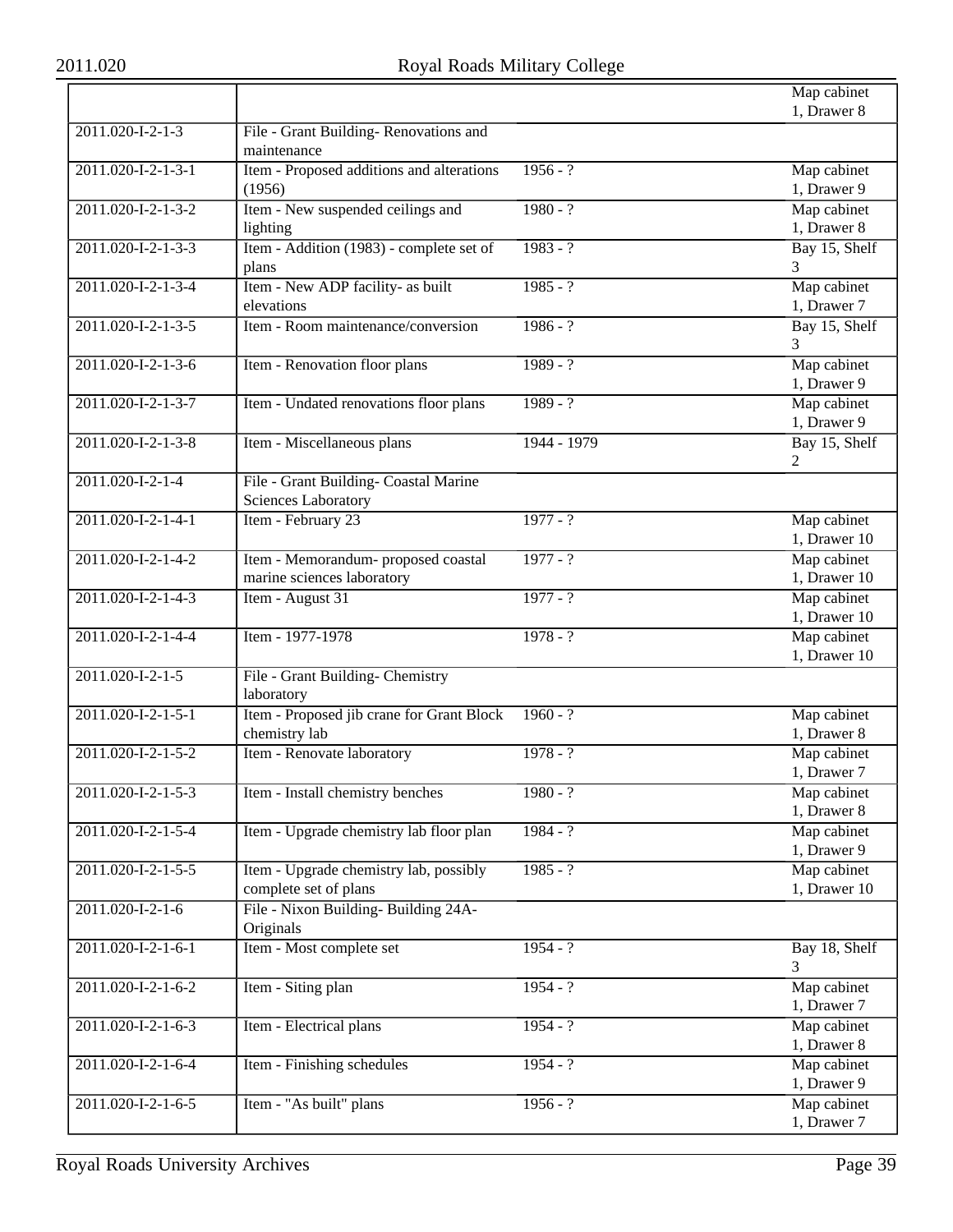| | | | |
|---|---|---|---|
| | | | Map cabinet 1, Drawer 8 |
| 2011.020-I-2-1-3 | File - Grant Building- Renovations and maintenance | | |
| 2011.020-I-2-1-3-1 | Item - Proposed additions and alterations (1956) | 1956 - ? | Map cabinet 1, Drawer 9 |
| 2011.020-I-2-1-3-2 | Item - New suspended ceilings and lighting | 1980 - ? | Map cabinet 1, Drawer 8 |
| 2011.020-I-2-1-3-3 | Item - Addition (1983) - complete set of plans | 1983 - ? | Bay 15, Shelf 3 |
| 2011.020-I-2-1-3-4 | Item - New ADP facility- as built elevations | 1985 - ? | Map cabinet 1, Drawer 7 |
| 2011.020-I-2-1-3-5 | Item - Room maintenance/conversion | 1986 - ? | Bay 15, Shelf 3 |
| 2011.020-I-2-1-3-6 | Item - Renovation floor plans | 1989 - ? | Map cabinet 1, Drawer 9 |
| 2011.020-I-2-1-3-7 | Item - Undated renovations floor plans | 1989 - ? | Map cabinet 1, Drawer 9 |
| 2011.020-I-2-1-3-8 | Item - Miscellaneous plans | 1944 - 1979 | Bay 15, Shelf 2 |
| 2011.020-I-2-1-4 | File - Grant Building- Coastal Marine Sciences Laboratory | | |
| 2011.020-I-2-1-4-1 | Item - February 23 | 1977 - ? | Map cabinet 1, Drawer 10 |
| 2011.020-I-2-1-4-2 | Item - Memorandum- proposed coastal marine sciences laboratory | 1977 - ? | Map cabinet 1, Drawer 10 |
| 2011.020-I-2-1-4-3 | Item - August 31 | 1977 - ? | Map cabinet 1, Drawer 10 |
| 2011.020-I-2-1-4-4 | Item - 1977-1978 | 1978 - ? | Map cabinet 1, Drawer 10 |
| 2011.020-I-2-1-5 | File - Grant Building- Chemistry laboratory | | |
| 2011.020-I-2-1-5-1 | Item - Proposed jib crane for Grant Block chemistry lab | 1960 - ? | Map cabinet 1, Drawer 8 |
| 2011.020-I-2-1-5-2 | Item - Renovate laboratory | 1978 - ? | Map cabinet 1, Drawer 7 |
| 2011.020-I-2-1-5-3 | Item - Install chemistry benches | 1980 - ? | Map cabinet 1, Drawer 8 |
| 2011.020-I-2-1-5-4 | Item - Upgrade chemistry lab floor plan | 1984 - ? | Map cabinet 1, Drawer 9 |
| 2011.020-I-2-1-5-5 | Item - Upgrade chemistry lab, possibly complete set of plans | 1985 - ? | Map cabinet 1, Drawer 10 |
| 2011.020-I-2-1-6 | File - Nixon Building- Building 24A- Originals | | |
| 2011.020-I-2-1-6-1 | Item - Most complete set | 1954 - ? | Bay 18, Shelf 3 |
| 2011.020-I-2-1-6-2 | Item - Siting plan | 1954 - ? | Map cabinet 1, Drawer 7 |
| 2011.020-I-2-1-6-3 | Item - Electrical plans | 1954 - ? | Map cabinet 1, Drawer 8 |
| 2011.020-I-2-1-6-4 | Item - Finishing schedules | 1954 - ? | Map cabinet 1, Drawer 9 |
| 2011.020-I-2-1-6-5 | Item - "As built" plans | 1956 - ? | Map cabinet 1, Drawer 7 |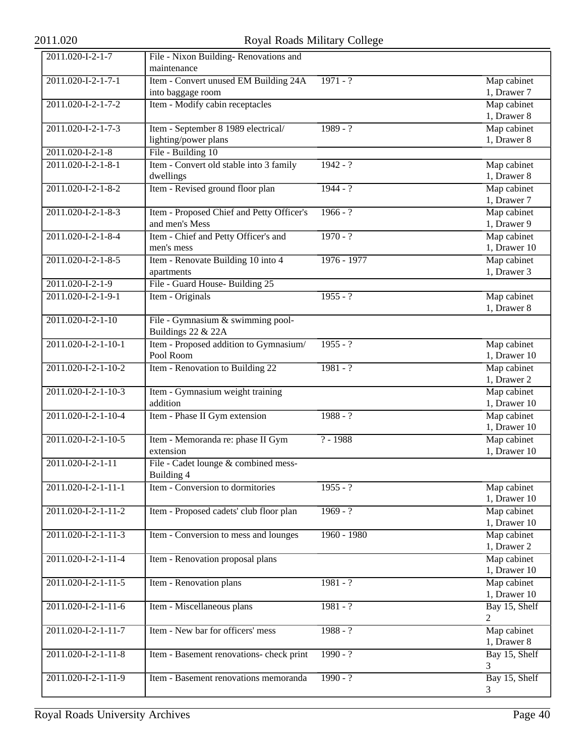| 2011.020-I-2-1-7 | File - Nixon Building- Renovations and maintenance | | |
|---|---|---|---|
| 2011.020-I-2-1-7-1 | Item - Convert unused EM Building 24A into baggage room | 1971 - ? | Map cabinet 1, Drawer 7 |
| 2011.020-I-2-1-7-2 | Item - Modify cabin receptacles | | Map cabinet 1, Drawer 8 |
| 2011.020-I-2-1-7-3 | Item - September 8 1989 electrical/ lighting/power plans | 1989 - ? | Map cabinet 1, Drawer 8 |
| 2011.020-I-2-1-8 | File - Building 10 | | |
| 2011.020-I-2-1-8-1 | Item - Convert old stable into 3 family dwellings | 1942 - ? | Map cabinet 1, Drawer 8 |
| 2011.020-I-2-1-8-2 | Item - Revised ground floor plan | 1944 - ? | Map cabinet 1, Drawer 7 |
| 2011.020-I-2-1-8-3 | Item - Proposed Chief and Petty Officer's and men's Mess | 1966 - ? | Map cabinet 1, Drawer 9 |
| 2011.020-I-2-1-8-4 | Item - Chief and Petty Officer's and men's mess | 1970 - ? | Map cabinet 1, Drawer 10 |
| 2011.020-I-2-1-8-5 | Item - Renovate Building 10 into 4 apartments | 1976 - 1977 | Map cabinet 1, Drawer 3 |
| 2011.020-I-2-1-9 | File - Guard House- Building 25 | | |
| 2011.020-I-2-1-9-1 | Item - Originals | 1955 - ? | Map cabinet 1, Drawer 8 |
| 2011.020-I-2-1-10 | File - Gymnasium & swimming pool- Buildings 22 & 22A | | |
| 2011.020-I-2-1-10-1 | Item - Proposed addition to Gymnasium/ Pool Room | 1955 - ? | Map cabinet 1, Drawer 10 |
| 2011.020-I-2-1-10-2 | Item - Renovation to Building 22 | 1981 - ? | Map cabinet 1, Drawer 2 |
| 2011.020-I-2-1-10-3 | Item - Gymnasium weight training addition | | Map cabinet 1, Drawer 10 |
| 2011.020-I-2-1-10-4 | Item - Phase II Gym extension | 1988 - ? | Map cabinet 1, Drawer 10 |
| 2011.020-I-2-1-10-5 | Item - Memoranda re: phase II Gym extension | ? - 1988 | Map cabinet 1, Drawer 10 |
| 2011.020-I-2-1-11 | File - Cadet lounge & combined mess- Building 4 | | |
| 2011.020-I-2-1-11-1 | Item - Conversion to dormitories | 1955 - ? | Map cabinet 1, Drawer 10 |
| 2011.020-I-2-1-11-2 | Item - Proposed cadets' club floor plan | 1969 - ? | Map cabinet 1, Drawer 10 |
| 2011.020-I-2-1-11-3 | Item - Conversion to mess and lounges | 1960 - 1980 | Map cabinet 1, Drawer 2 |
| 2011.020-I-2-1-11-4 | Item - Renovation proposal plans | | Map cabinet 1, Drawer 10 |
| 2011.020-I-2-1-11-5 | Item - Renovation plans | 1981 - ? | Map cabinet 1, Drawer 10 |
| 2011.020-I-2-1-11-6 | Item - Miscellaneous plans | 1981 - ? | Bay 15, Shelf 2 |
| 2011.020-I-2-1-11-7 | Item - New bar for officers' mess | 1988 - ? | Map cabinet 1, Drawer 8 |
| 2011.020-I-2-1-11-8 | Item - Basement renovations- check print | 1990 - ? | Bay 15, Shelf 3 |
| 2011.020-I-2-1-11-9 | Item - Basement renovations memoranda | 1990 - ? | Bay 15, Shelf 3 |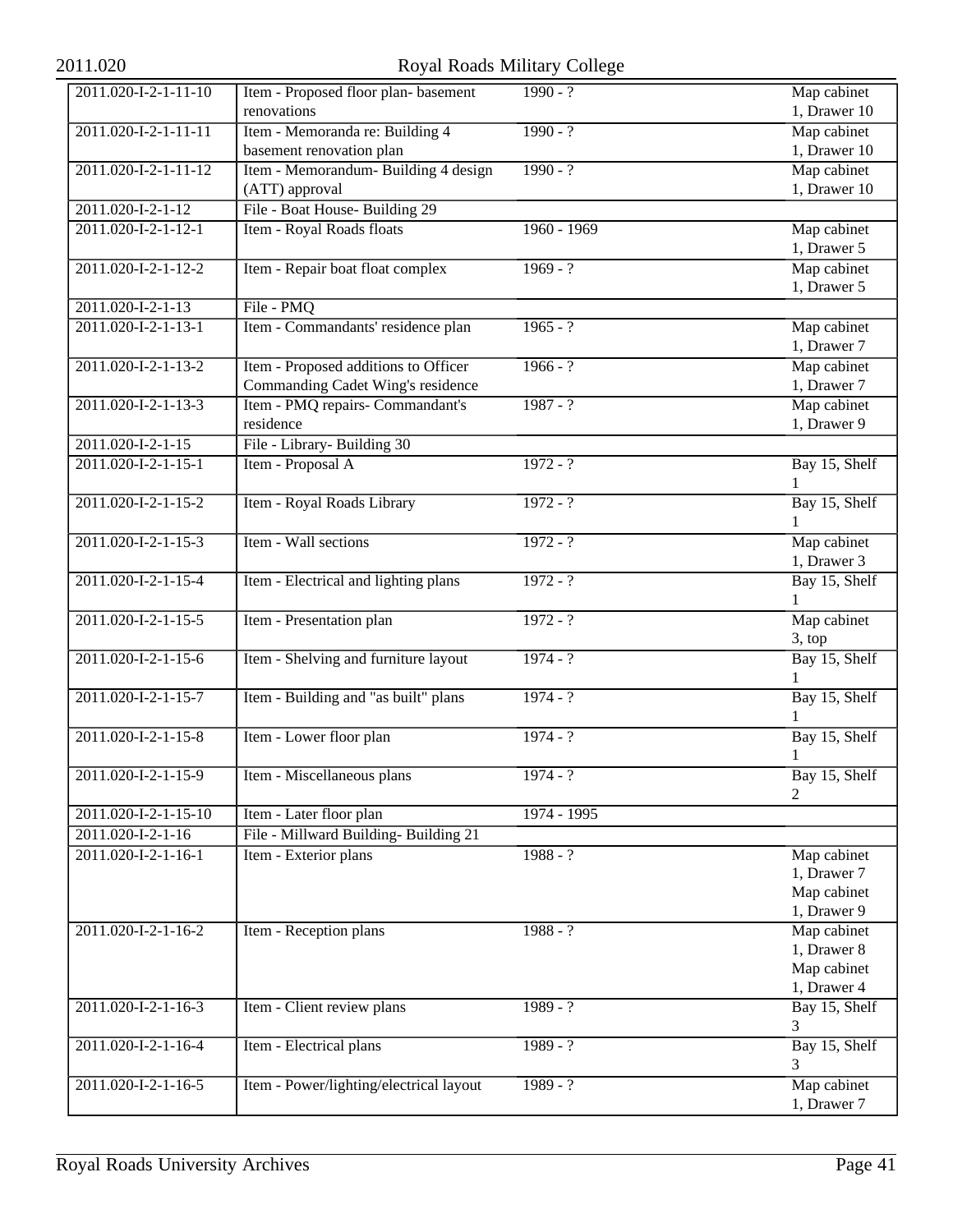| 2011.020-I-2-1-11-10 | Item - Proposed floor plan- basement renovations | 1990 - ? | Map cabinet 1, Drawer 10 |
|---|---|---|---|
| 2011.020-I-2-1-11-11 | Item - Memoranda re: Building 4 basement renovation plan | 1990 - ? | Map cabinet 1, Drawer 10 |
| 2011.020-I-2-1-11-12 | Item - Memorandum- Building 4 design (ATT) approval | 1990 - ? | Map cabinet 1, Drawer 10 |
| 2011.020-I-2-1-12 | File - Boat House- Building 29 | | |
| 2011.020-I-2-1-12-1 | Item - Royal Roads floats | 1960 - 1969 | Map cabinet 1, Drawer 5 |
| 2011.020-I-2-1-12-2 | Item - Repair boat float complex | 1969 - ? | Map cabinet 1, Drawer 5 |
| 2011.020-I-2-1-13 | File - PMQ | | |
| 2011.020-I-2-1-13-1 | Item - Commandants' residence plan | 1965 - ? | Map cabinet 1, Drawer 7 |
| 2011.020-I-2-1-13-2 | Item - Proposed additions to Officer Commanding Cadet Wing's residence | 1966 - ? | Map cabinet 1, Drawer 7 |
| 2011.020-I-2-1-13-3 | Item - PMQ repairs- Commandant's residence | 1987 - ? | Map cabinet 1, Drawer 9 |
| 2011.020-I-2-1-15 | File - Library- Building 30 | | |
| 2011.020-I-2-1-15-1 | Item - Proposal A | 1972 - ? | Bay 15, Shelf 1 |
| 2011.020-I-2-1-15-2 | Item - Royal Roads Library | 1972 - ? | Bay 15, Shelf 1 |
| 2011.020-I-2-1-15-3 | Item - Wall sections | 1972 - ? | Map cabinet 1, Drawer 3 |
| 2011.020-I-2-1-15-4 | Item - Electrical and lighting plans | 1972 - ? | Bay 15, Shelf 1 |
| 2011.020-I-2-1-15-5 | Item - Presentation plan | 1972 - ? | Map cabinet 3, top |
| 2011.020-I-2-1-15-6 | Item - Shelving and furniture layout | 1974 - ? | Bay 15, Shelf 1 |
| 2011.020-I-2-1-15-7 | Item - Building and "as built" plans | 1974 - ? | Bay 15, Shelf 1 |
| 2011.020-I-2-1-15-8 | Item - Lower floor plan | 1974 - ? | Bay 15, Shelf 1 |
| 2011.020-I-2-1-15-9 | Item - Miscellaneous plans | 1974 - ? | Bay 15, Shelf 2 |
| 2011.020-I-2-1-15-10 | Item - Later floor plan | 1974 - 1995 | |
| 2011.020-I-2-1-16 | File - Millward Building- Building 21 | | |
| 2011.020-I-2-1-16-1 | Item - Exterior plans | 1988 - ? | Map cabinet 1, Drawer 7 Map cabinet 1, Drawer 9 |
| 2011.020-I-2-1-16-2 | Item - Reception plans | 1988 - ? | Map cabinet 1, Drawer 8 Map cabinet 1, Drawer 4 |
| 2011.020-I-2-1-16-3 | Item - Client review plans | 1989 - ? | Bay 15, Shelf 3 |
| 2011.020-I-2-1-16-4 | Item - Electrical plans | 1989 - ? | Bay 15, Shelf 3 |
| 2011.020-I-2-1-16-5 | Item - Power/lighting/electrical layout | 1989 - ? | Map cabinet 1, Drawer 7 |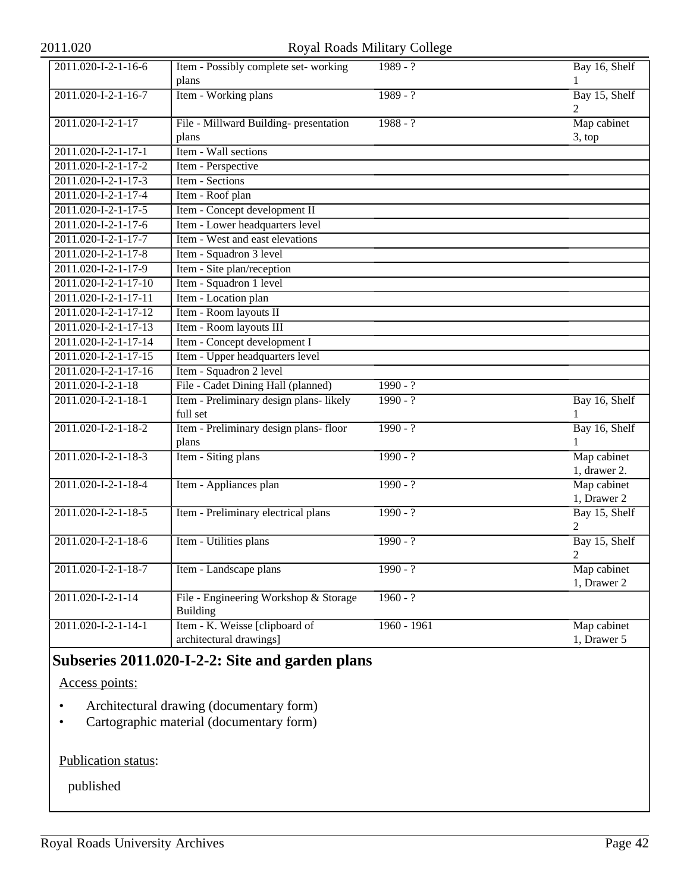| | | | |
|---|---|---|---|
| 2011.020-I-2-1-16-6 | Item - Possibly complete set- working plans | 1989 - ? | Bay 16, Shelf 1 |
| 2011.020-I-2-1-16-7 | Item - Working plans | 1989 - ? | Bay 15, Shelf 2 |
| 2011.020-I-2-1-17 | File - Millward Building- presentation plans | 1988 - ? | Map cabinet 3, top |
| 2011.020-I-2-1-17-1 | Item - Wall sections | | |
| 2011.020-I-2-1-17-2 | Item - Perspective | | |
| 2011.020-I-2-1-17-3 | Item - Sections | | |
| 2011.020-I-2-1-17-4 | Item - Roof plan | | |
| 2011.020-I-2-1-17-5 | Item - Concept development II | | |
| 2011.020-I-2-1-17-6 | Item - Lower headquarters level | | |
| 2011.020-I-2-1-17-7 | Item - West and east elevations | | |
| 2011.020-I-2-1-17-8 | Item - Squadron 3 level | | |
| 2011.020-I-2-1-17-9 | Item - Site plan/reception | | |
| 2011.020-I-2-1-17-10 | Item - Squadron 1 level | | |
| 2011.020-I-2-1-17-11 | Item - Location plan | | |
| 2011.020-I-2-1-17-12 | Item - Room layouts II | | |
| 2011.020-I-2-1-17-13 | Item - Room layouts III | | |
| 2011.020-I-2-1-17-14 | Item - Concept development I | | |
| 2011.020-I-2-1-17-15 | Item - Upper headquarters level | | |
| 2011.020-I-2-1-17-16 | Item - Squadron 2 level | | |
| 2011.020-I-2-1-18 | File - Cadet Dining Hall (planned) | 1990 - ? | |
| 2011.020-I-2-1-18-1 | Item - Preliminary design plans- likely full set | 1990 - ? | Bay 16, Shelf 1 |
| 2011.020-I-2-1-18-2 | Item - Preliminary design plans- floor plans | 1990 - ? | Bay 16, Shelf 1 |
| 2011.020-I-2-1-18-3 | Item - Siting plans | 1990 - ? | Map cabinet 1, drawer 2. |
| 2011.020-I-2-1-18-4 | Item - Appliances plan | 1990 - ? | Map cabinet 1, Drawer 2 |
| 2011.020-I-2-1-18-5 | Item - Preliminary electrical plans | 1990 - ? | Bay 15, Shelf 2 |
| 2011.020-I-2-1-18-6 | Item - Utilities plans | 1990 - ? | Bay 15, Shelf 2 |
| 2011.020-I-2-1-18-7 | Item - Landscape plans | 1990 - ? | Map cabinet 1, Drawer 2 |
| 2011.020-I-2-1-14 | File - Engineering Workshop & Storage Building | 1960 - ? | |
| 2011.020-I-2-1-14-1 | Item - K. Weisse [clipboard of architectural drawings] | 1960 - 1961 | Map cabinet 1, Drawer 5 |

## Subseries 2011.020-I-2-2: Site and garden plans

Access points:

- Architectural drawing (documentary form)
- Cartographic material (documentary form)

Publication status:

published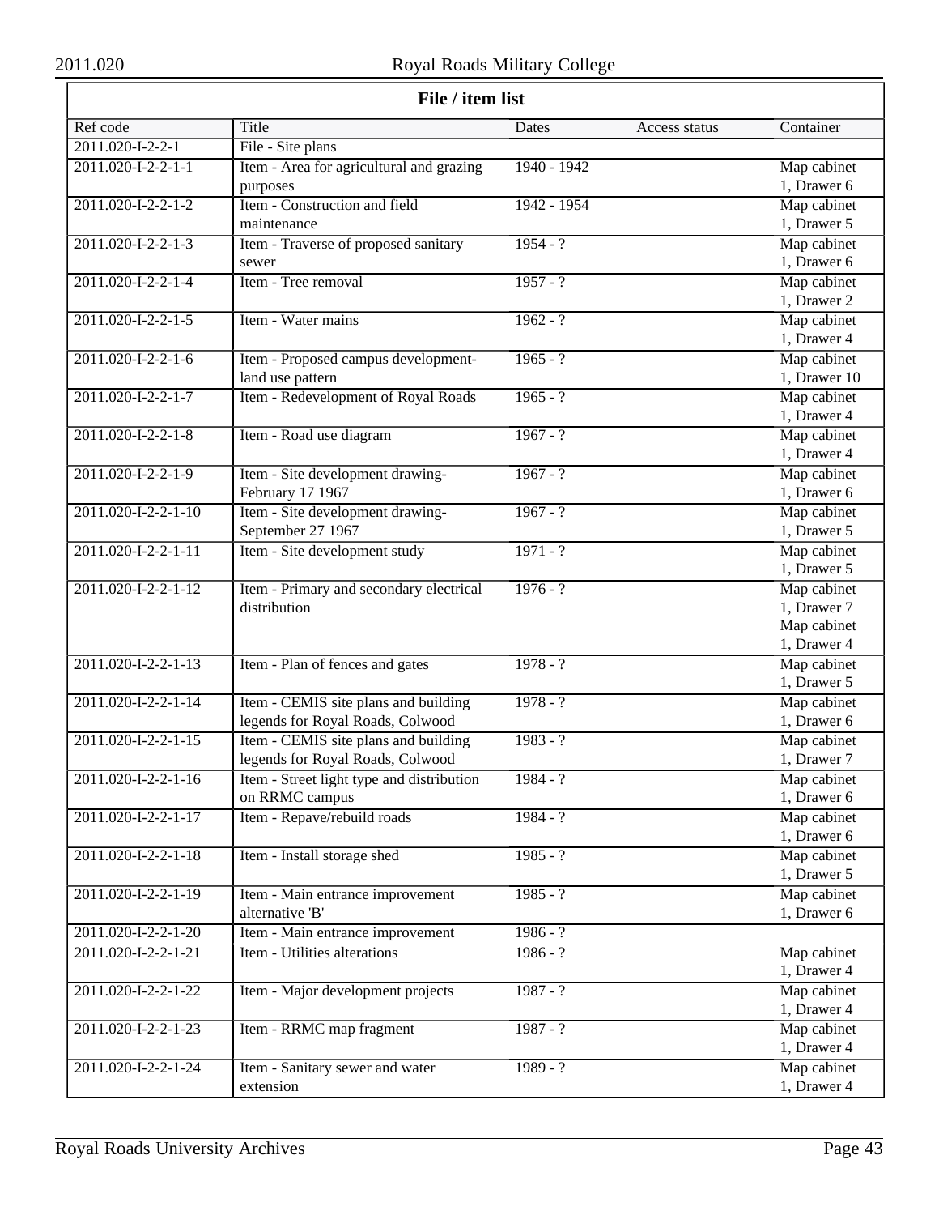## File / item list

| Ref code | Title | Dates | Access status | Container |
|---|---|---|---|---|
| 2011.020-I-2-2-1 | File - Site plans | | | |
| 2011.020-I-2-2-1-1 | Item - Area for agricultural and grazing purposes | 1940 - 1942 | | Map cabinet 1, Drawer 6 |
| 2011.020-I-2-2-1-2 | Item - Construction and field maintenance | 1942 - 1954 | | Map cabinet 1, Drawer 5 |
| 2011.020-I-2-2-1-3 | Item - Traverse of proposed sanitary sewer | 1954 - ? | | Map cabinet 1, Drawer 6 |
| 2011.020-I-2-2-1-4 | Item - Tree removal | 1957 - ? | | Map cabinet 1, Drawer 2 |
| 2011.020-I-2-2-1-5 | Item - Water mains | 1962 - ? | | Map cabinet 1, Drawer 4 |
| 2011.020-I-2-2-1-6 | Item - Proposed campus development-land use pattern | 1965 - ? | | Map cabinet 1, Drawer 10 |
| 2011.020-I-2-2-1-7 | Item - Redevelopment of Royal Roads | 1965 - ? | | Map cabinet 1, Drawer 4 |
| 2011.020-I-2-2-1-8 | Item - Road use diagram | 1967 - ? | | Map cabinet 1, Drawer 4 |
| 2011.020-I-2-2-1-9 | Item - Site development drawing-February 17 1967 | 1967 - ? | | Map cabinet 1, Drawer 6 |
| 2011.020-I-2-2-1-10 | Item - Site development drawing-September 27 1967 | 1967 - ? | | Map cabinet 1, Drawer 5 |
| 2011.020-I-2-2-1-11 | Item - Site development study | 1971 - ? | | Map cabinet 1, Drawer 5 |
| 2011.020-I-2-2-1-12 | Item - Primary and secondary electrical distribution | 1976 - ? | | Map cabinet 1, Drawer 7 Map cabinet 1, Drawer 4 |
| 2011.020-I-2-2-1-13 | Item - Plan of fences and gates | 1978 - ? | | Map cabinet 1, Drawer 5 |
| 2011.020-I-2-2-1-14 | Item - CEMIS site plans and building legends for Royal Roads, Colwood | 1978 - ? | | Map cabinet 1, Drawer 6 |
| 2011.020-I-2-2-1-15 | Item - CEMIS site plans and building legends for Royal Roads, Colwood | 1983 - ? | | Map cabinet 1, Drawer 7 |
| 2011.020-I-2-2-1-16 | Item - Street light type and distribution on RRMC campus | 1984 - ? | | Map cabinet 1, Drawer 6 |
| 2011.020-I-2-2-1-17 | Item - Repave/rebuild roads | 1984 - ? | | Map cabinet 1, Drawer 6 |
| 2011.020-I-2-2-1-18 | Item - Install storage shed | 1985 - ? | | Map cabinet 1, Drawer 5 |
| 2011.020-I-2-2-1-19 | Item - Main entrance improvement alternative 'B' | 1985 - ? | | Map cabinet 1, Drawer 6 |
| 2011.020-I-2-2-1-20 | Item - Main entrance improvement | 1986 - ? | | |
| 2011.020-I-2-2-1-21 | Item - Utilities alterations | 1986 - ? | | Map cabinet 1, Drawer 4 |
| 2011.020-I-2-2-1-22 | Item - Major development projects | 1987 - ? | | Map cabinet 1, Drawer 4 |
| 2011.020-I-2-2-1-23 | Item - RRMC map fragment | 1987 - ? | | Map cabinet 1, Drawer 4 |
| 2011.020-I-2-2-1-24 | Item - Sanitary sewer and water extension | 1989 - ? | | Map cabinet 1, Drawer 4 |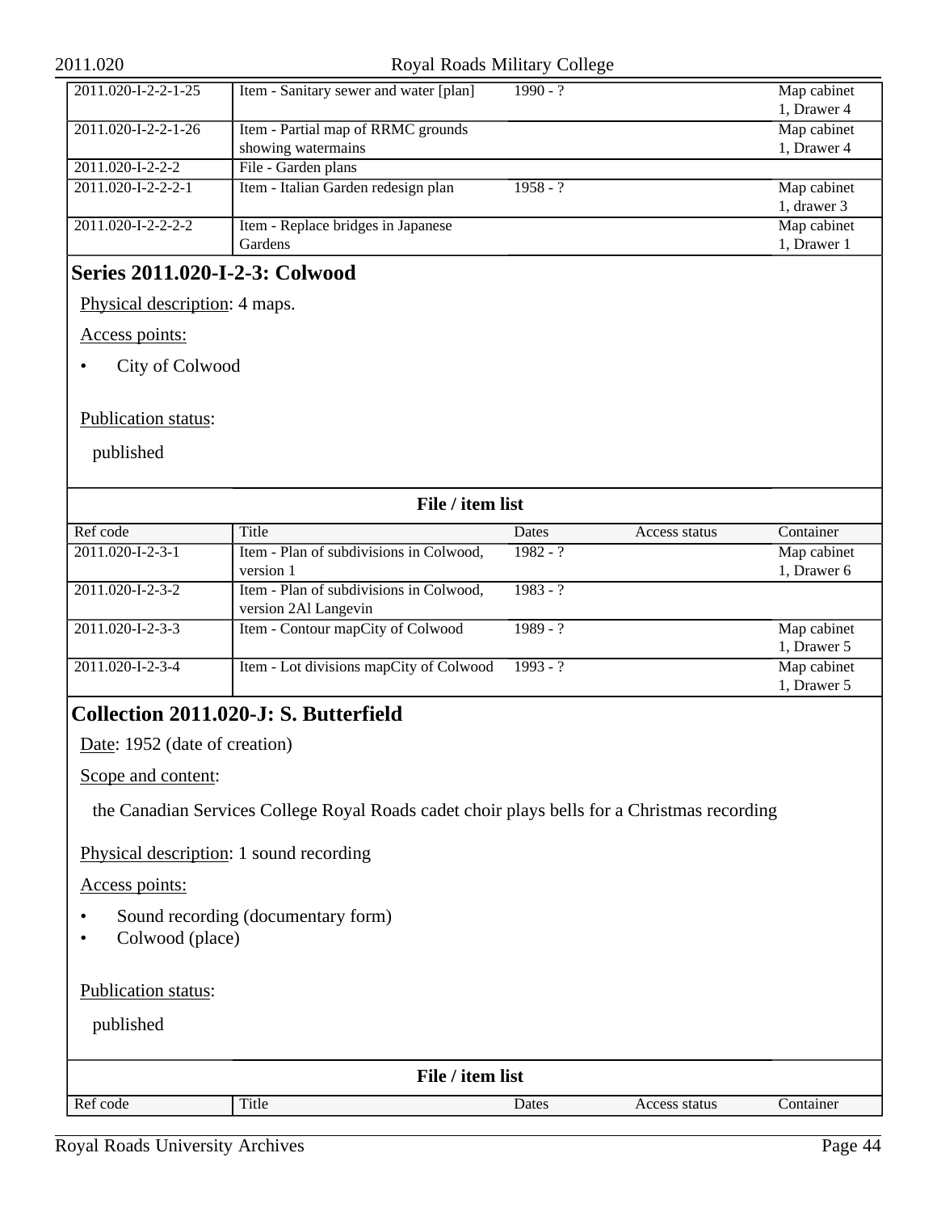| Ref code | Title | Dates | Access status | Container |
| --- | --- | --- | --- | --- |
| 2011.020-I-2-2-1-25 | Item - Sanitary sewer and water [plan] | 1990 - ? | | Map cabinet 1, Drawer 4 |
| 2011.020-I-2-2-1-26 | Item - Partial map of RRMC grounds showing watermains | | | Map cabinet 1, Drawer 4 |
| 2011.020-I-2-2-2 | File - Garden plans | | | |
| 2011.020-I-2-2-2-1 | Item - Italian Garden redesign plan | 1958 - ? | | Map cabinet 1, drawer 3 |
| 2011.020-I-2-2-2-2 | Item - Replace bridges in Japanese Gardens | | | Map cabinet 1, Drawer 1 |

## Series 2011.020-I-2-3: Colwood

Physical description: 4 maps.

Access points:

- City of Colwood

Publication status:

published

**File / item list**

| Ref code | Title | Dates | Access status | Container |
| --- | --- | --- | --- | --- |
| 2011.020-I-2-3-1 | Item - Plan of subdivisions in Colwood, version 1 | 1982 - ? | | Map cabinet 1, Drawer 6 |
| 2011.020-I-2-3-2 | Item - Plan of subdivisions in Colwood, version 2Al Langevin | 1983 - ? | | |
| 2011.020-I-2-3-3 | Item - Contour mapCity of Colwood | 1989 - ? | | Map cabinet 1, Drawer 5 |
| 2011.020-I-2-3-4 | Item - Lot divisions mapCity of Colwood | 1993 - ? | | Map cabinet 1, Drawer 5 |

## Collection 2011.020-J: S. Butterfield

Date: 1952 (date of creation)

Scope and content:

the Canadian Services College Royal Roads cadet choir plays bells for a Christmas recording

Physical description: 1 sound recording

Access points:

- Sound recording (documentary form)
- Colwood (place)

Publication status:

published

**File / item list**

| Ref code | Title | Dates | Access status | Container |
| --- | --- | --- | --- | --- |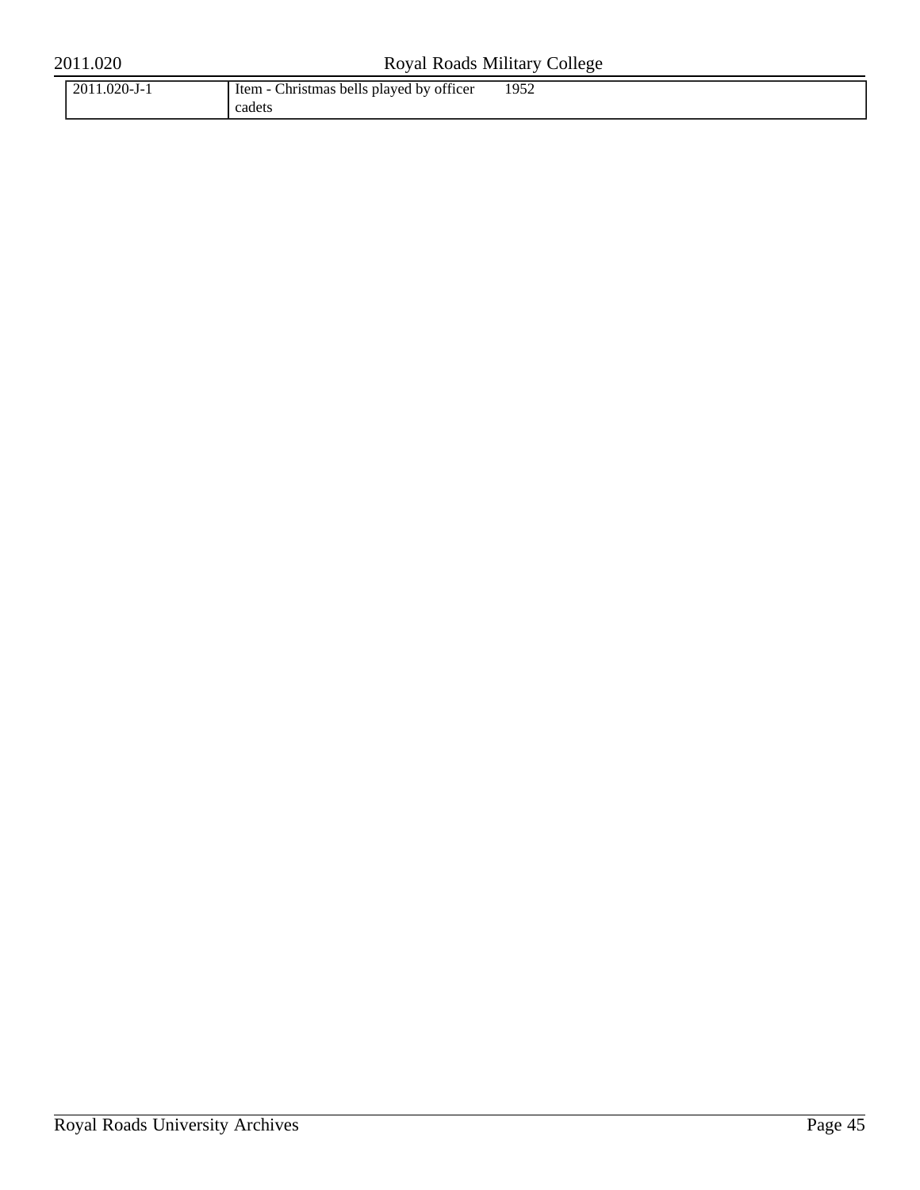| | | |
|---|---|---|
| 2011.020-J-1 | Item - Christmas bells played by officer cadets | 1952 |